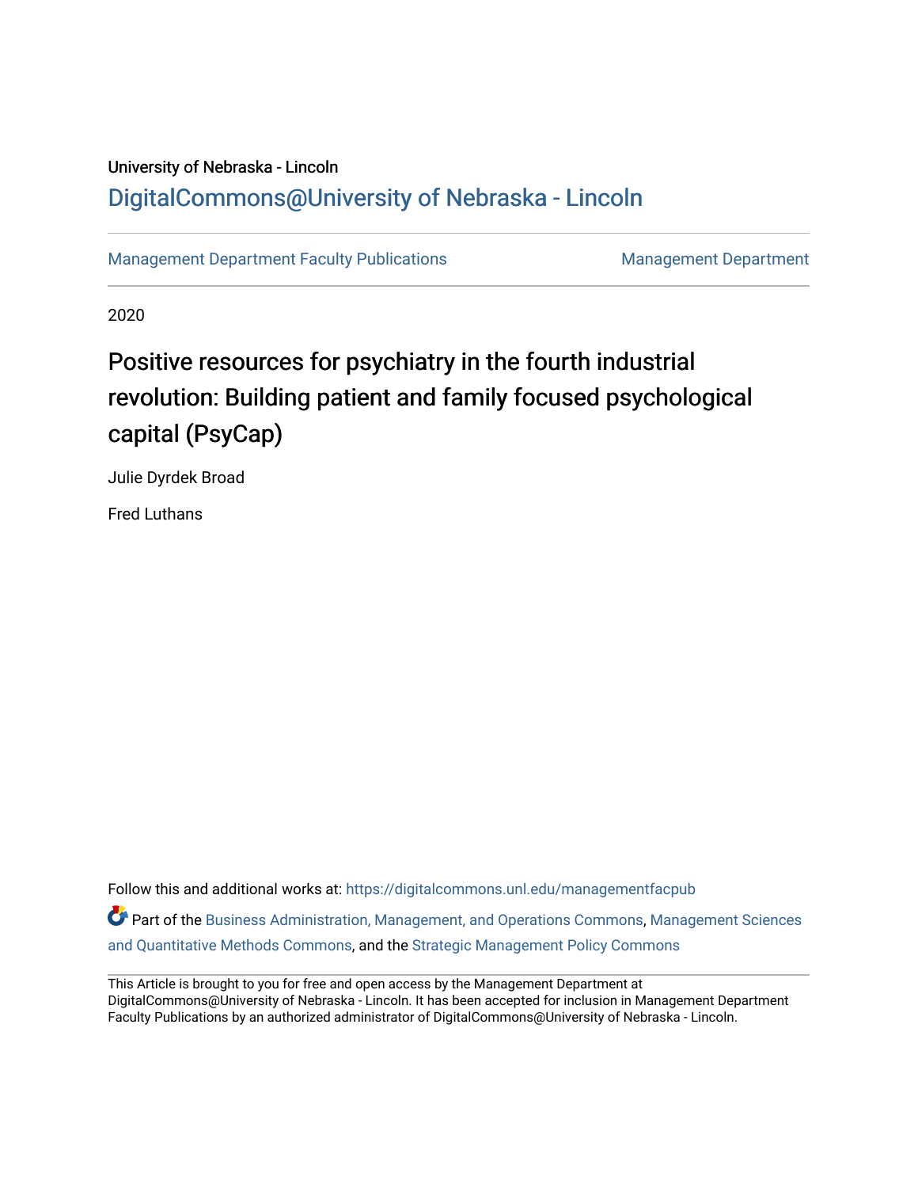University of Nebraska - Lincoln

## DigitalCommons@University of Nebraska - Lincoln

Management Department Faculty Publications | Management Department

2020

# Positive resources for psychiatry in the fourth industrial revolution: Building patient and family focused psychological capital (PsyCap)

Julie Dyrdek Broad

Fred Luthans

Follow this and additional works at: https://digitalcommons.unl.edu/managementfacpub

Part of the Business Administration, Management, and Operations Commons, Management Sciences and Quantitative Methods Commons, and the Strategic Management Policy Commons

This Article is brought to you for free and open access by the Management Department at DigitalCommons@University of Nebraska - Lincoln. It has been accepted for inclusion in Management Department Faculty Publications by an authorized administrator of DigitalCommons@University of Nebraska - Lincoln.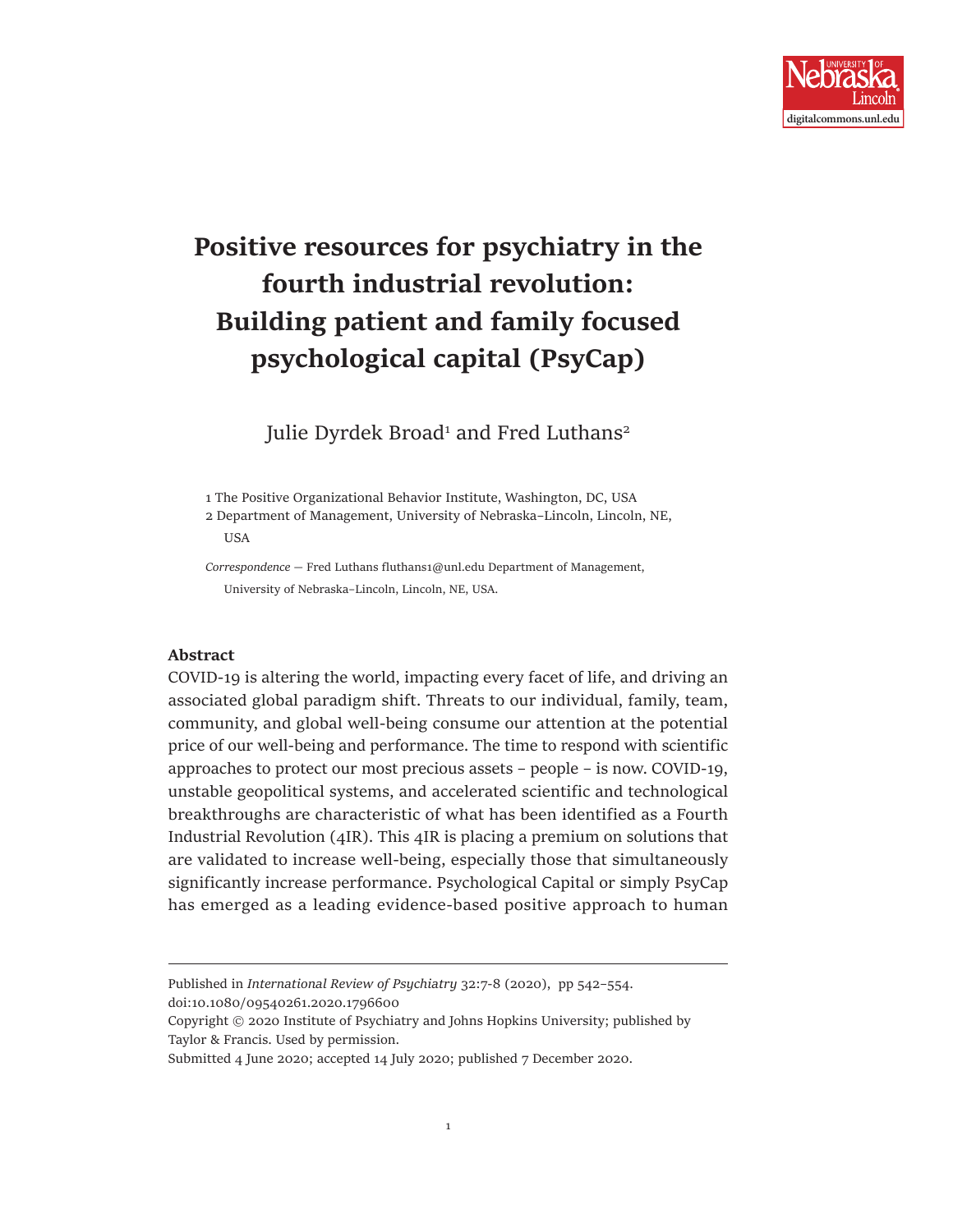# Positive resources for psychiatry in the fourth industrial revolution: Building patient and family focused psychological capital (PsyCap)

Julie Dyrdek Broad[1] and Fred Luthans[2]

1 The Positive Organizational Behavior Institute, Washington, DC, USA
2 Department of Management, University of Nebraska–Lincoln, Lincoln, NE, USA

*Correspondence* — Fred Luthans fluthans1@unl.edu Department of Management, University of Nebraska–Lincoln, Lincoln, NE, USA.

**Abstract**

COVID-19 is altering the world, impacting every facet of life, and driving an associated global paradigm shift. Threats to our individual, family, team, community, and global well-being consume our attention at the potential price of our well-being and performance. The time to respond with scientific approaches to protect our most precious assets – people – is now. COVID-19, unstable geopolitical systems, and accelerated scientific and technological breakthroughs are characteristic of what has been identified as a Fourth Industrial Revolution (4IR). This 4IR is placing a premium on solutions that are validated to increase well-being, especially those that simultaneously significantly increase performance. Psychological Capital or simply PsyCap has emerged as a leading evidence-based positive approach to human

---

Published in *International Review of Psychiatry* 32:7-8 (2020), pp 542–554.
doi:10.1080/09540261.2020.1796600

Copyright © 2020 Institute of Psychiatry and Johns Hopkins University; published by Taylor & Francis. Used by permission.

Submitted 4 June 2020; accepted 14 July 2020; published 7 December 2020.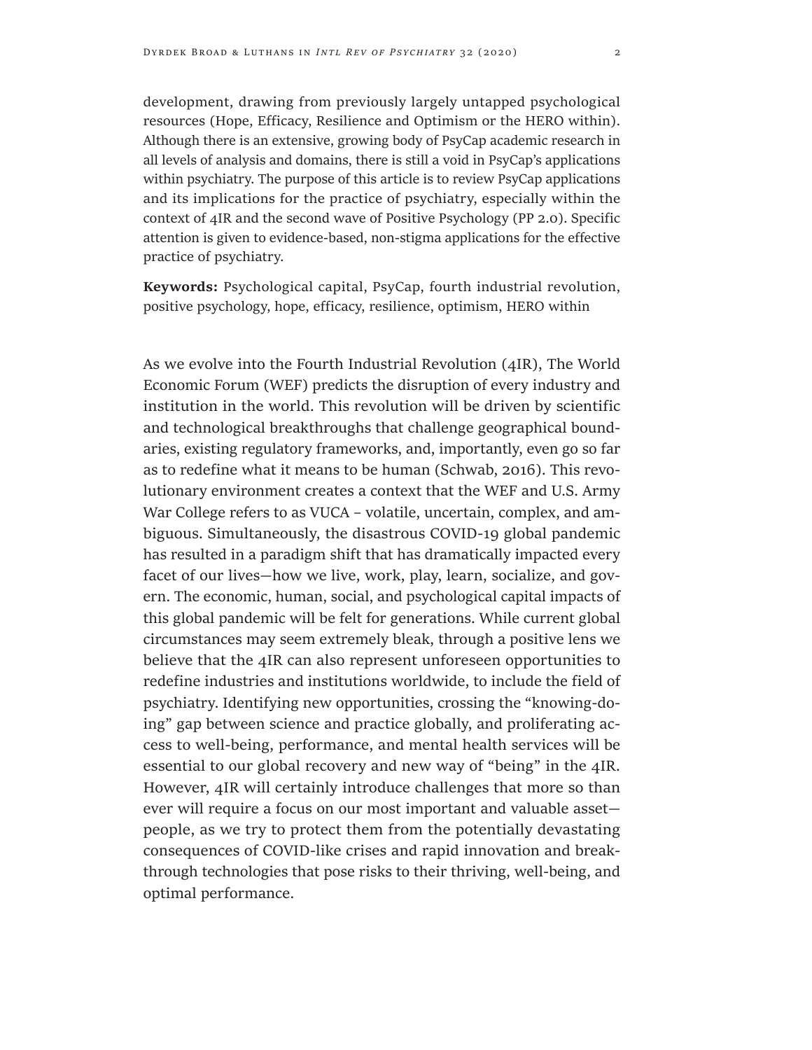development, drawing from previously largely untapped psychological resources (Hope, Efficacy, Resilience and Optimism or the HERO within). Although there is an extensive, growing body of PsyCap academic research in all levels of analysis and domains, there is still a void in PsyCap's applications within psychiatry. The purpose of this article is to review PsyCap applications and its implications for the practice of psychiatry, especially within the context of 4IR and the second wave of Positive Psychology (PP 2.0). Specific attention is given to evidence-based, non-stigma applications for the effective practice of psychiatry.

**Keywords:** Psychological capital, PsyCap, fourth industrial revolution, positive psychology, hope, efficacy, resilience, optimism, HERO within

As we evolve into the Fourth Industrial Revolution (4IR), The World Economic Forum (WEF) predicts the disruption of every industry and institution in the world. This revolution will be driven by scientific and technological breakthroughs that challenge geographical boundaries, existing regulatory frameworks, and, importantly, even go so far as to redefine what it means to be human (Schwab, 2016). This revolutionary environment creates a context that the WEF and U.S. Army War College refers to as VUCA – volatile, uncertain, complex, and ambiguous. Simultaneously, the disastrous COVID-19 global pandemic has resulted in a paradigm shift that has dramatically impacted every facet of our lives—how we live, work, play, learn, socialize, and govern. The economic, human, social, and psychological capital impacts of this global pandemic will be felt for generations. While current global circumstances may seem extremely bleak, through a positive lens we believe that the 4IR can also represent unforeseen opportunities to redefine industries and institutions worldwide, to include the field of psychiatry. Identifying new opportunities, crossing the "knowing-doing" gap between science and practice globally, and proliferating access to well-being, performance, and mental health services will be essential to our global recovery and new way of "being" in the 4IR. However, 4IR will certainly introduce challenges that more so than ever will require a focus on our most important and valuable asset—people, as we try to protect them from the potentially devastating consequences of COVID-like crises and rapid innovation and breakthrough technologies that pose risks to their thriving, well-being, and optimal performance.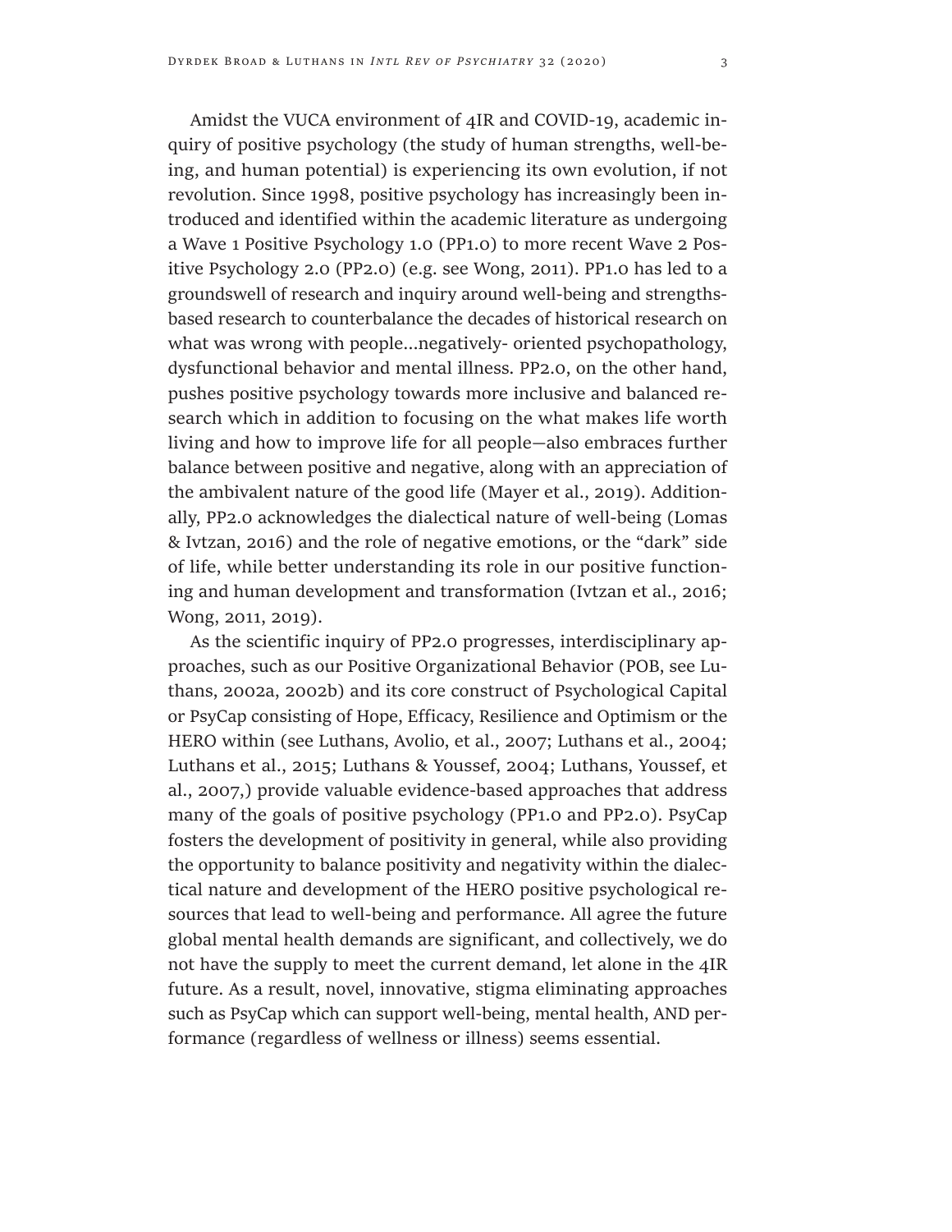Amidst the VUCA environment of 4IR and COVID-19, academic inquiry of positive psychology (the study of human strengths, well-being, and human potential) is experiencing its own evolution, if not revolution. Since 1998, positive psychology has increasingly been introduced and identified within the academic literature as undergoing a Wave 1 Positive Psychology 1.0 (PP1.0) to more recent Wave 2 Positive Psychology 2.0 (PP2.0) (e.g. see Wong, 2011). PP1.0 has led to a groundswell of research and inquiry around well-being and strengths-based research to counterbalance the decades of historical research on what was wrong with people…negatively- oriented psychopathology, dysfunctional behavior and mental illness. PP2.0, on the other hand, pushes positive psychology towards more inclusive and balanced research which in addition to focusing on the what makes life worth living and how to improve life for all people—also embraces further balance between positive and negative, along with an appreciation of the ambivalent nature of the good life (Mayer et al., 2019). Additionally, PP2.0 acknowledges the dialectical nature of well-being (Lomas & Ivtzan, 2016) and the role of negative emotions, or the "dark" side of life, while better understanding its role in our positive functioning and human development and transformation (Ivtzan et al., 2016; Wong, 2011, 2019).

As the scientific inquiry of PP2.0 progresses, interdisciplinary approaches, such as our Positive Organizational Behavior (POB, see Luthans, 2002a, 2002b) and its core construct of Psychological Capital or PsyCap consisting of Hope, Efficacy, Resilience and Optimism or the HERO within (see Luthans, Avolio, et al., 2007; Luthans et al., 2004; Luthans et al., 2015; Luthans & Youssef, 2004; Luthans, Youssef, et al., 2007,) provide valuable evidence-based approaches that address many of the goals of positive psychology (PP1.0 and PP2.0). PsyCap fosters the development of positivity in general, while also providing the opportunity to balance positivity and negativity within the dialectical nature and development of the HERO positive psychological resources that lead to well-being and performance. All agree the future global mental health demands are significant, and collectively, we do not have the supply to meet the current demand, let alone in the 4IR future. As a result, novel, innovative, stigma eliminating approaches such as PsyCap which can support well-being, mental health, AND performance (regardless of wellness or illness) seems essential.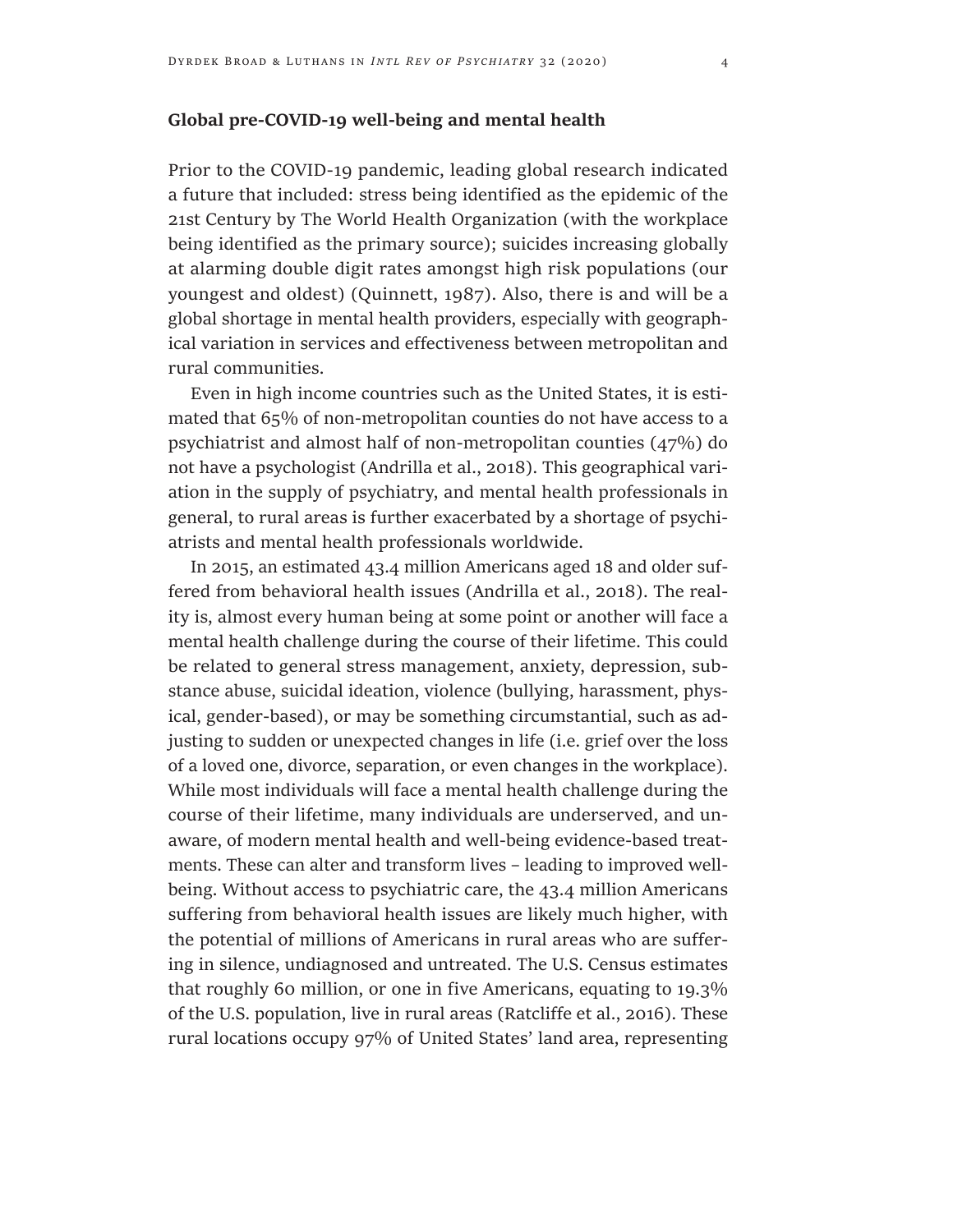**Global pre-COVID-19 well-being and mental health**

Prior to the COVID-19 pandemic, leading global research indicated a future that included: stress being identified as the epidemic of the 21st Century by The World Health Organization (with the workplace being identified as the primary source); suicides increasing globally at alarming double digit rates amongst high risk populations (our youngest and oldest) (Quinnett, 1987). Also, there is and will be a global shortage in mental health providers, especially with geographical variation in services and effectiveness between metropolitan and rural communities.

Even in high income countries such as the United States, it is estimated that 65% of non-metropolitan counties do not have access to a psychiatrist and almost half of non-metropolitan counties (47%) do not have a psychologist (Andrilla et al., 2018). This geographical variation in the supply of psychiatry, and mental health professionals in general, to rural areas is further exacerbated by a shortage of psychiatrists and mental health professionals worldwide.

In 2015, an estimated 43.4 million Americans aged 18 and older suffered from behavioral health issues (Andrilla et al., 2018). The reality is, almost every human being at some point or another will face a mental health challenge during the course of their lifetime. This could be related to general stress management, anxiety, depression, substance abuse, suicidal ideation, violence (bullying, harassment, physical, gender-based), or may be something circumstantial, such as adjusting to sudden or unexpected changes in life (i.e. grief over the loss of a loved one, divorce, separation, or even changes in the workplace). While most individuals will face a mental health challenge during the course of their lifetime, many individuals are underserved, and unaware, of modern mental health and well-being evidence-based treatments. These can alter and transform lives – leading to improved well-being. Without access to psychiatric care, the 43.4 million Americans suffering from behavioral health issues are likely much higher, with the potential of millions of Americans in rural areas who are suffering in silence, undiagnosed and untreated. The U.S. Census estimates that roughly 60 million, or one in five Americans, equating to 19.3% of the U.S. population, live in rural areas (Ratcliffe et al., 2016). These rural locations occupy 97% of United States' land area, representing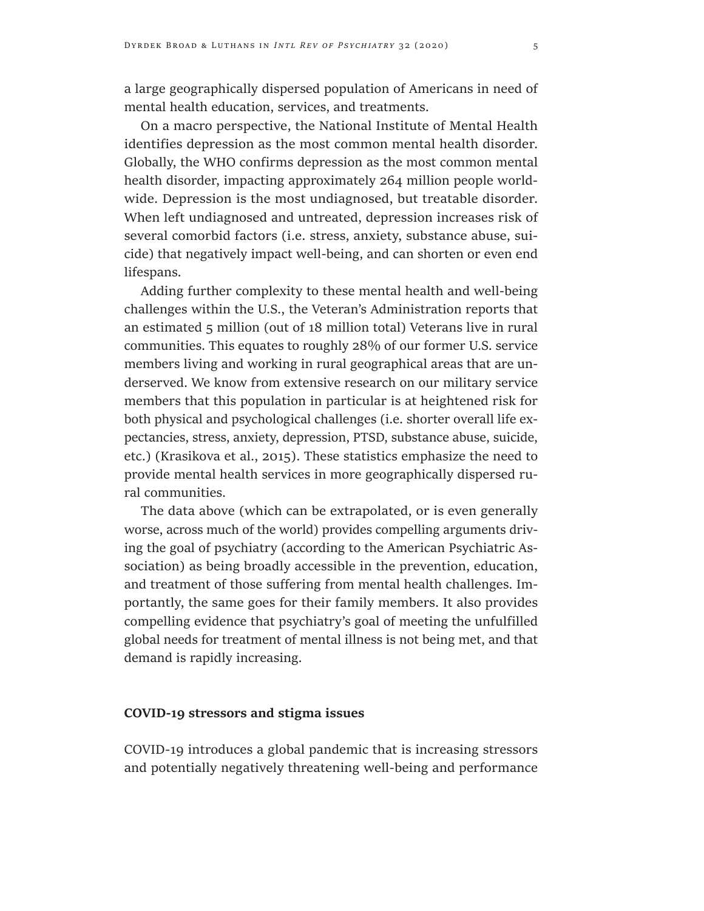a large geographically dispersed population of Americans in need of mental health education, services, and treatments.

On a macro perspective, the National Institute of Mental Health identifies depression as the most common mental health disorder. Globally, the WHO confirms depression as the most common mental health disorder, impacting approximately 264 million people worldwide. Depression is the most undiagnosed, but treatable disorder. When left undiagnosed and untreated, depression increases risk of several comorbid factors (i.e. stress, anxiety, substance abuse, suicide) that negatively impact well-being, and can shorten or even end lifespans.

Adding further complexity to these mental health and well-being challenges within the U.S., the Veteran's Administration reports that an estimated 5 million (out of 18 million total) Veterans live in rural communities. This equates to roughly 28% of our former U.S. service members living and working in rural geographical areas that are underserved. We know from extensive research on our military service members that this population in particular is at heightened risk for both physical and psychological challenges (i.e. shorter overall life expectancies, stress, anxiety, depression, PTSD, substance abuse, suicide, etc.) (Krasikova et al., 2015). These statistics emphasize the need to provide mental health services in more geographically dispersed rural communities.

The data above (which can be extrapolated, or is even generally worse, across much of the world) provides compelling arguments driving the goal of psychiatry (according to the American Psychiatric Association) as being broadly accessible in the prevention, education, and treatment of those suffering from mental health challenges. Importantly, the same goes for their family members. It also provides compelling evidence that psychiatry's goal of meeting the unfulfilled global needs for treatment of mental illness is not being met, and that demand is rapidly increasing.

## COVID-19 stressors and stigma issues

COVID-19 introduces a global pandemic that is increasing stressors and potentially negatively threatening well-being and performance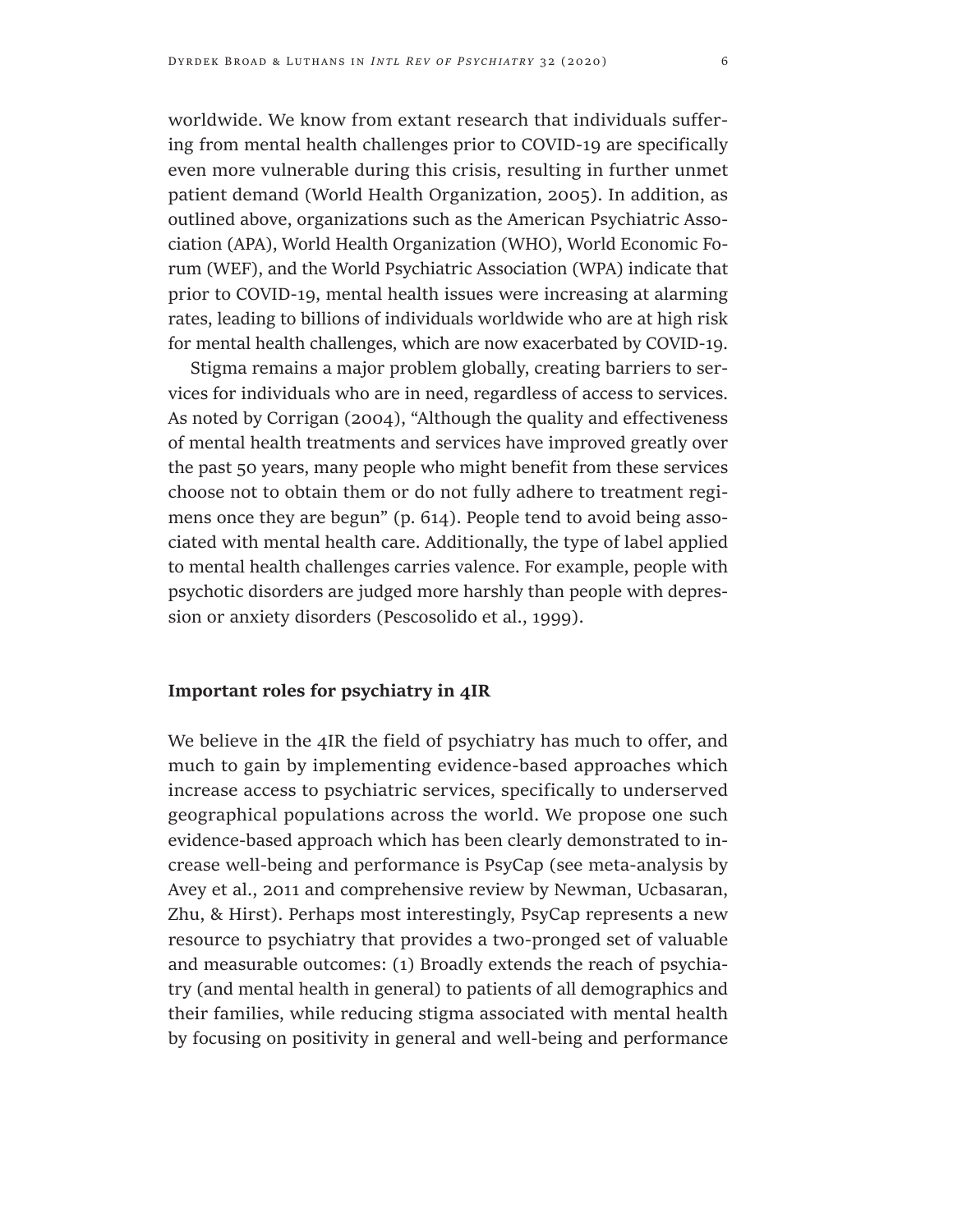worldwide. We know from extant research that individuals suffering from mental health challenges prior to COVID-19 are specifically even more vulnerable during this crisis, resulting in further unmet patient demand (World Health Organization, 2005). In addition, as outlined above, organizations such as the American Psychiatric Association (APA), World Health Organization (WHO), World Economic Forum (WEF), and the World Psychiatric Association (WPA) indicate that prior to COVID-19, mental health issues were increasing at alarming rates, leading to billions of individuals worldwide who are at high risk for mental health challenges, which are now exacerbated by COVID-19.

Stigma remains a major problem globally, creating barriers to services for individuals who are in need, regardless of access to services. As noted by Corrigan (2004), "Although the quality and effectiveness of mental health treatments and services have improved greatly over the past 50 years, many people who might benefit from these services choose not to obtain them or do not fully adhere to treatment regimens once they are begun" (p. 614). People tend to avoid being associated with mental health care. Additionally, the type of label applied to mental health challenges carries valence. For example, people with psychotic disorders are judged more harshly than people with depression or anxiety disorders (Pescosolido et al., 1999).

## Important roles for psychiatry in 4IR

We believe in the 4IR the field of psychiatry has much to offer, and much to gain by implementing evidence-based approaches which increase access to psychiatric services, specifically to underserved geographical populations across the world. We propose one such evidence-based approach which has been clearly demonstrated to increase well-being and performance is PsyCap (see meta-analysis by Avey et al., 2011 and comprehensive review by Newman, Ucbasaran, Zhu, & Hirst). Perhaps most interestingly, PsyCap represents a new resource to psychiatry that provides a two-pronged set of valuable and measurable outcomes: (1) Broadly extends the reach of psychiatry (and mental health in general) to patients of all demographics and their families, while reducing stigma associated with mental health by focusing on positivity in general and well-being and performance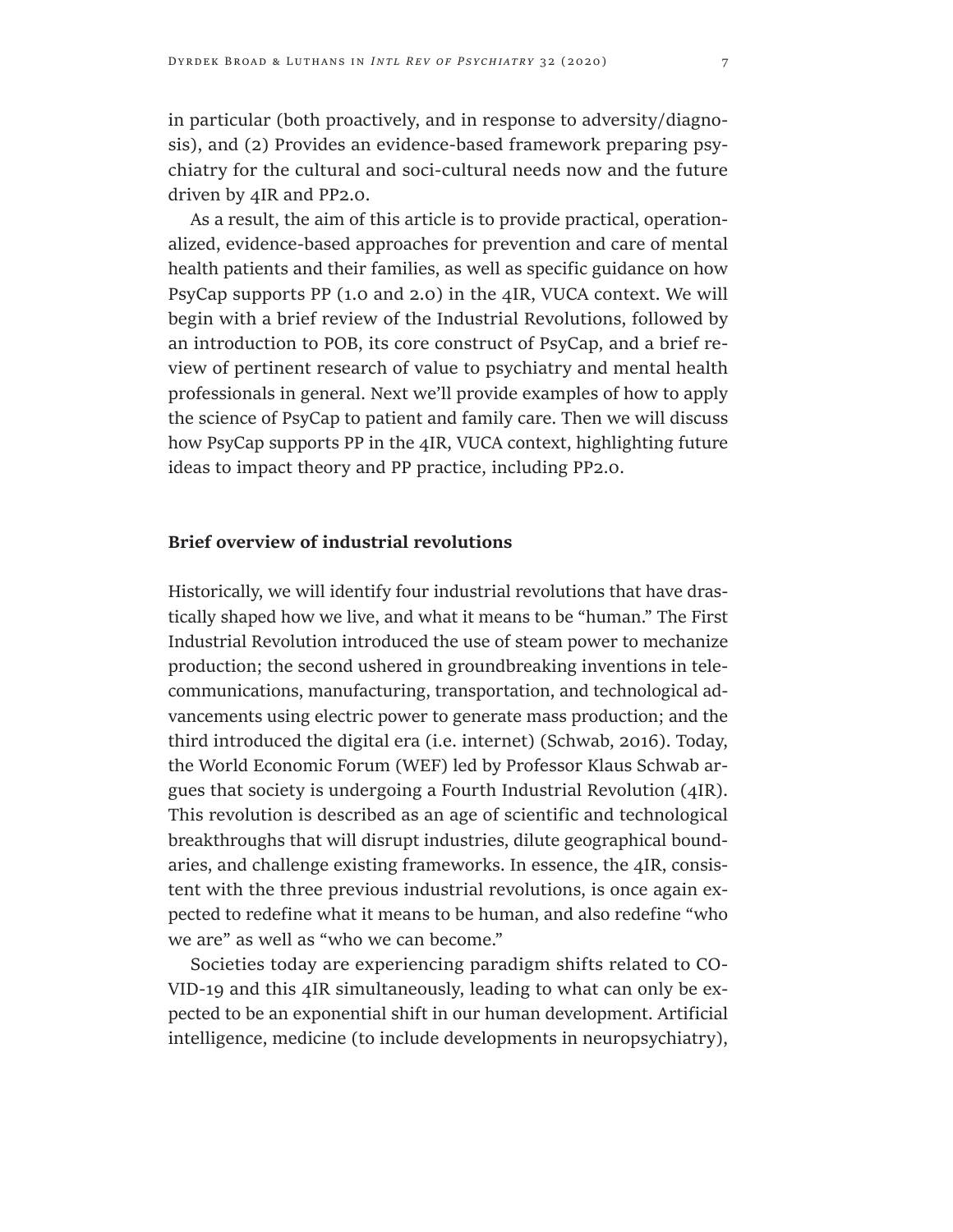in particular (both proactively, and in response to adversity/diagnosis), and (2) Provides an evidence-based framework preparing psychiatry for the cultural and soci-cultural needs now and the future driven by 4IR and PP2.0.

As a result, the aim of this article is to provide practical, operationalized, evidence-based approaches for prevention and care of mental health patients and their families, as well as specific guidance on how PsyCap supports PP (1.0 and 2.0) in the 4IR, VUCA context. We will begin with a brief review of the Industrial Revolutions, followed by an introduction to POB, its core construct of PsyCap, and a brief review of pertinent research of value to psychiatry and mental health professionals in general. Next we'll provide examples of how to apply the science of PsyCap to patient and family care. Then we will discuss how PsyCap supports PP in the 4IR, VUCA context, highlighting future ideas to impact theory and PP practice, including PP2.0.

## Brief overview of industrial revolutions

Historically, we will identify four industrial revolutions that have drastically shaped how we live, and what it means to be "human." The First Industrial Revolution introduced the use of steam power to mechanize production; the second ushered in groundbreaking inventions in telecommunications, manufacturing, transportation, and technological advancements using electric power to generate mass production; and the third introduced the digital era (i.e. internet) (Schwab, 2016). Today, the World Economic Forum (WEF) led by Professor Klaus Schwab argues that society is undergoing a Fourth Industrial Revolution (4IR). This revolution is described as an age of scientific and technological breakthroughs that will disrupt industries, dilute geographical boundaries, and challenge existing frameworks. In essence, the 4IR, consistent with the three previous industrial revolutions, is once again expected to redefine what it means to be human, and also redefine "who we are" as well as "who we can become."

Societies today are experiencing paradigm shifts related to COVID-19 and this 4IR simultaneously, leading to what can only be expected to be an exponential shift in our human development. Artificial intelligence, medicine (to include developments in neuropsychiatry),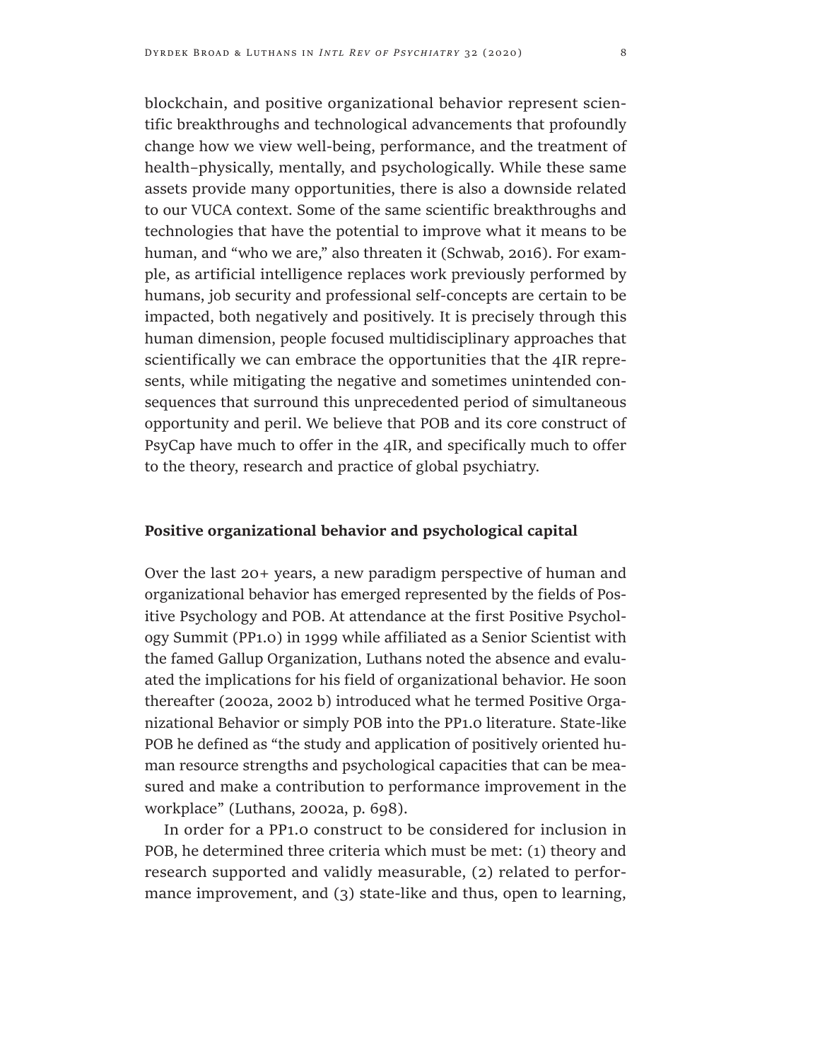blockchain, and positive organizational behavior represent scientific breakthroughs and technological advancements that profoundly change how we view well-being, performance, and the treatment of health–physically, mentally, and psychologically. While these same assets provide many opportunities, there is also a downside related to our VUCA context. Some of the same scientific breakthroughs and technologies that have the potential to improve what it means to be human, and "who we are," also threaten it (Schwab, 2016). For example, as artificial intelligence replaces work previously performed by humans, job security and professional self-concepts are certain to be impacted, both negatively and positively. It is precisely through this human dimension, people focused multidisciplinary approaches that scientifically we can embrace the opportunities that the 4IR represents, while mitigating the negative and sometimes unintended consequences that surround this unprecedented period of simultaneous opportunity and peril. We believe that POB and its core construct of PsyCap have much to offer in the 4IR, and specifically much to offer to the theory, research and practice of global psychiatry.

## Positive organizational behavior and psychological capital

Over the last 20+ years, a new paradigm perspective of human and organizational behavior has emerged represented by the fields of Positive Psychology and POB. At attendance at the first Positive Psychology Summit (PP1.0) in 1999 while affiliated as a Senior Scientist with the famed Gallup Organization, Luthans noted the absence and evaluated the implications for his field of organizational behavior. He soon thereafter (2002a, 2002 b) introduced what he termed Positive Organizational Behavior or simply POB into the PP1.0 literature. State-like POB he defined as "the study and application of positively oriented human resource strengths and psychological capacities that can be measured and make a contribution to performance improvement in the workplace" (Luthans, 2002a, p. 698).

In order for a PP1.0 construct to be considered for inclusion in POB, he determined three criteria which must be met: (1) theory and research supported and validly measurable, (2) related to performance improvement, and (3) state-like and thus, open to learning,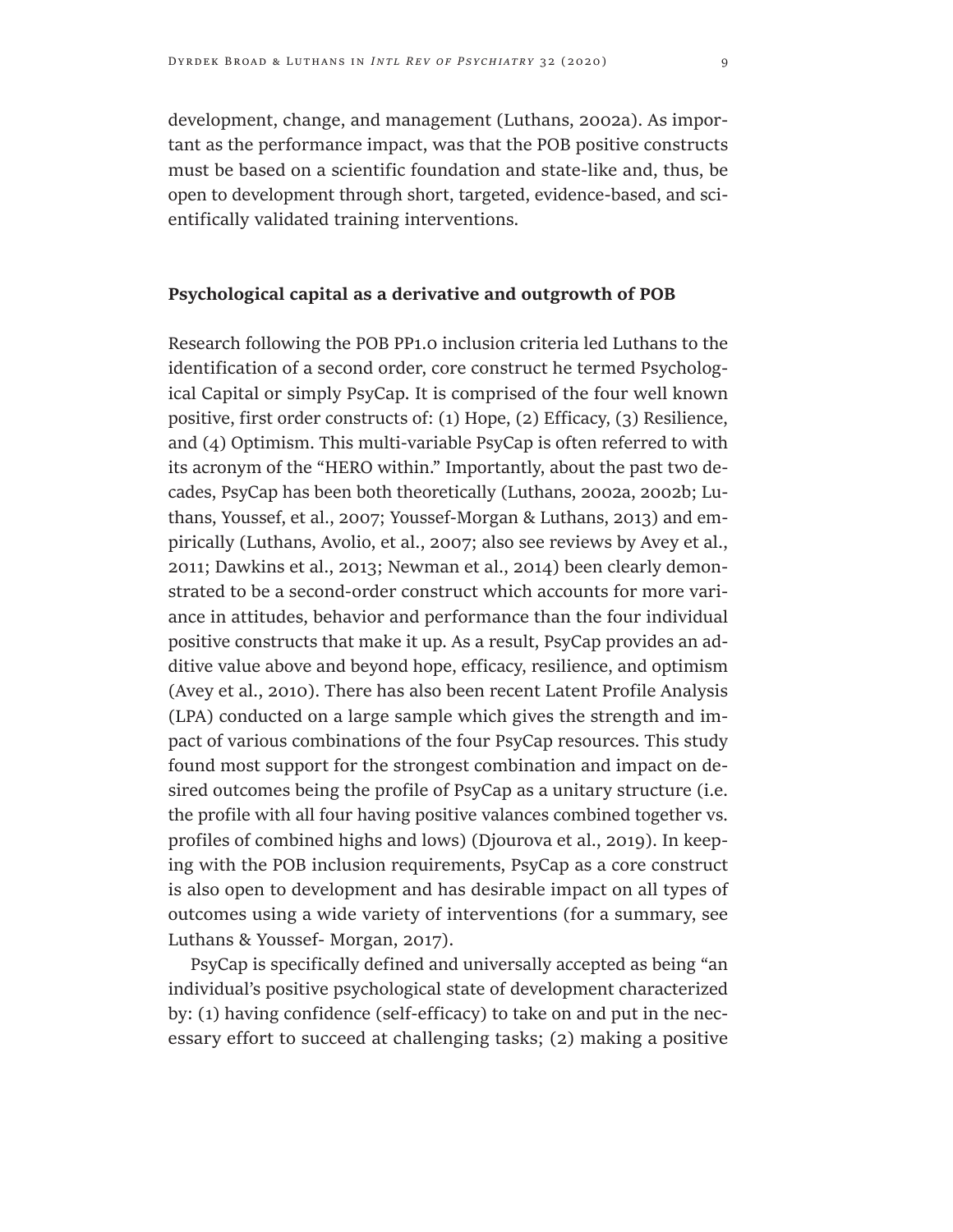development, change, and management (Luthans, 2002a). As important as the performance impact, was that the POB positive constructs must be based on a scientific foundation and state-like and, thus, be open to development through short, targeted, evidence-based, and scientifically validated training interventions.

## Psychological capital as a derivative and outgrowth of POB

Research following the POB PP1.0 inclusion criteria led Luthans to the identification of a second order, core construct he termed Psychological Capital or simply PsyCap. It is comprised of the four well known positive, first order constructs of: (1) Hope, (2) Efficacy, (3) Resilience, and (4) Optimism. This multi-variable PsyCap is often referred to with its acronym of the "HERO within." Importantly, about the past two decades, PsyCap has been both theoretically (Luthans, 2002a, 2002b; Luthans, Youssef, et al., 2007; Youssef-Morgan & Luthans, 2013) and empirically (Luthans, Avolio, et al., 2007; also see reviews by Avey et al., 2011; Dawkins et al., 2013; Newman et al., 2014) been clearly demonstrated to be a second-order construct which accounts for more variance in attitudes, behavior and performance than the four individual positive constructs that make it up. As a result, PsyCap provides an additive value above and beyond hope, efficacy, resilience, and optimism (Avey et al., 2010). There has also been recent Latent Profile Analysis (LPA) conducted on a large sample which gives the strength and impact of various combinations of the four PsyCap resources. This study found most support for the strongest combination and impact on desired outcomes being the profile of PsyCap as a unitary structure (i.e. the profile with all four having positive valances combined together vs. profiles of combined highs and lows) (Djourova et al., 2019). In keeping with the POB inclusion requirements, PsyCap as a core construct is also open to development and has desirable impact on all types of outcomes using a wide variety of interventions (for a summary, see Luthans & Youssef- Morgan, 2017).

PsyCap is specifically defined and universally accepted as being "an individual's positive psychological state of development characterized by: (1) having confidence (self-efficacy) to take on and put in the necessary effort to succeed at challenging tasks; (2) making a positive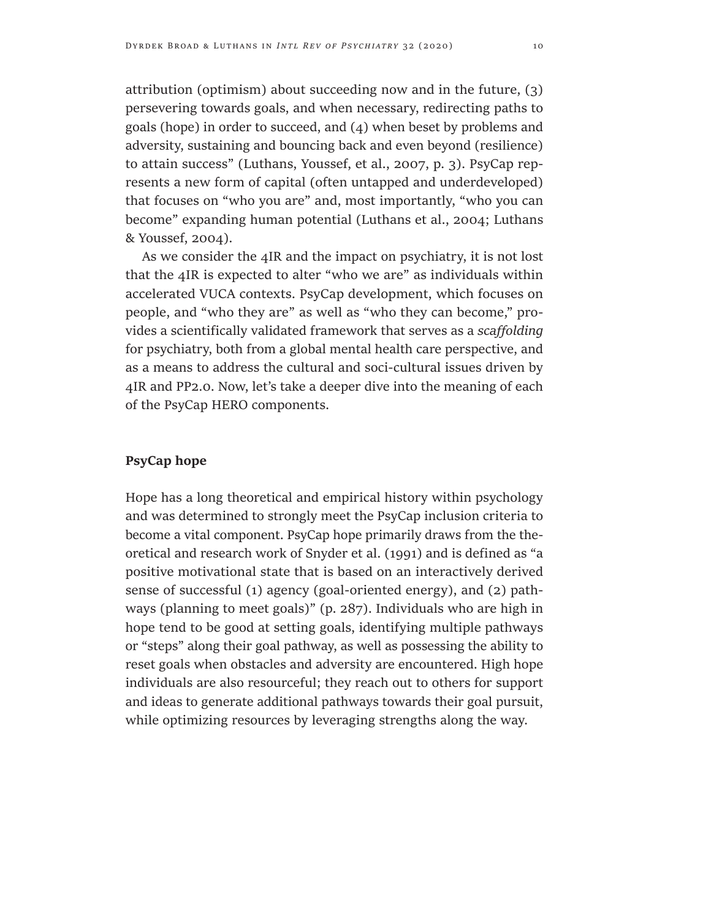attribution (optimism) about succeeding now and in the future, (3) persevering towards goals, and when necessary, redirecting paths to goals (hope) in order to succeed, and (4) when beset by problems and adversity, sustaining and bouncing back and even beyond (resilience) to attain success" (Luthans, Youssef, et al., 2007, p. 3). PsyCap represents a new form of capital (often untapped and underdeveloped) that focuses on "who you are" and, most importantly, "who you can become" expanding human potential (Luthans et al., 2004; Luthans & Youssef, 2004).

As we consider the 4IR and the impact on psychiatry, it is not lost that the 4IR is expected to alter "who we are" as individuals within accelerated VUCA contexts. PsyCap development, which focuses on people, and "who they are" as well as "who they can become," provides a scientifically validated framework that serves as a *scaffolding* for psychiatry, both from a global mental health care perspective, and as a means to address the cultural and soci-cultural issues driven by 4IR and PP2.0. Now, let's take a deeper dive into the meaning of each of the PsyCap HERO components.

### PsyCap hope

Hope has a long theoretical and empirical history within psychology and was determined to strongly meet the PsyCap inclusion criteria to become a vital component. PsyCap hope primarily draws from the theoretical and research work of Snyder et al. (1991) and is defined as "a positive motivational state that is based on an interactively derived sense of successful (1) agency (goal-oriented energy), and (2) pathways (planning to meet goals)" (p. 287). Individuals who are high in hope tend to be good at setting goals, identifying multiple pathways or "steps" along their goal pathway, as well as possessing the ability to reset goals when obstacles and adversity are encountered. High hope individuals are also resourceful; they reach out to others for support and ideas to generate additional pathways towards their goal pursuit, while optimizing resources by leveraging strengths along the way.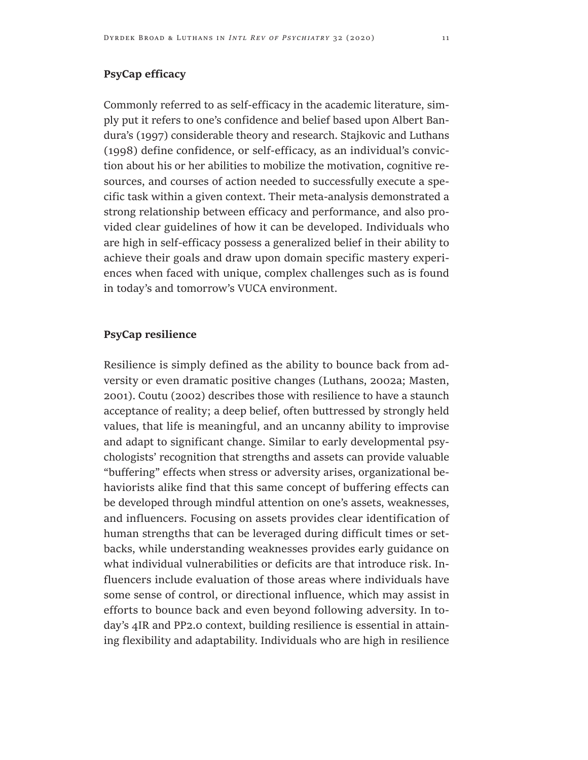**PsyCap efficacy**

Commonly referred to as self-efficacy in the academic literature, simply put it refers to one's confidence and belief based upon Albert Bandura's (1997) considerable theory and research. Stajkovic and Luthans (1998) define confidence, or self-efficacy, as an individual's conviction about his or her abilities to mobilize the motivation, cognitive resources, and courses of action needed to successfully execute a specific task within a given context. Their meta-analysis demonstrated a strong relationship between efficacy and performance, and also provided clear guidelines of how it can be developed. Individuals who are high in self-efficacy possess a generalized belief in their ability to achieve their goals and draw upon domain specific mastery experiences when faced with unique, complex challenges such as is found in today's and tomorrow's VUCA environment.

**PsyCap resilience**

Resilience is simply defined as the ability to bounce back from adversity or even dramatic positive changes (Luthans, 2002a; Masten, 2001). Coutu (2002) describes those with resilience to have a staunch acceptance of reality; a deep belief, often buttressed by strongly held values, that life is meaningful, and an uncanny ability to improvise and adapt to significant change. Similar to early developmental psychologists' recognition that strengths and assets can provide valuable "buffering" effects when stress or adversity arises, organizational behaviorists alike find that this same concept of buffering effects can be developed through mindful attention on one's assets, weaknesses, and influencers. Focusing on assets provides clear identification of human strengths that can be leveraged during difficult times or setbacks, while understanding weaknesses provides early guidance on what individual vulnerabilities or deficits are that introduce risk. Influencers include evaluation of those areas where individuals have some sense of control, or directional influence, which may assist in efforts to bounce back and even beyond following adversity. In today's 4IR and PP2.0 context, building resilience is essential in attaining flexibility and adaptability. Individuals who are high in resilience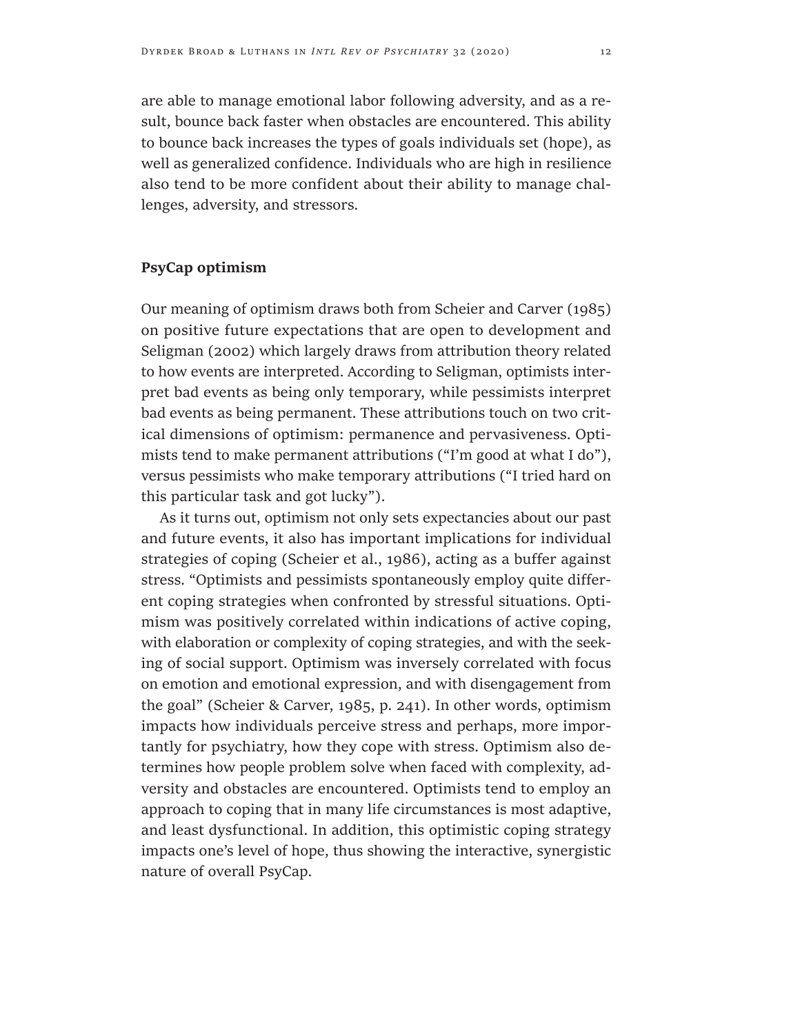are able to manage emotional labor following adversity, and as a result, bounce back faster when obstacles are encountered. This ability to bounce back increases the types of goals individuals set (hope), as well as generalized confidence. Individuals who are high in resilience also tend to be more confident about their ability to manage challenges, adversity, and stressors.

### PsyCap optimism

Our meaning of optimism draws both from Scheier and Carver (1985) on positive future expectations that are open to development and Seligman (2002) which largely draws from attribution theory related to how events are interpreted. According to Seligman, optimists interpret bad events as being only temporary, while pessimists interpret bad events as being permanent. These attributions touch on two critical dimensions of optimism: permanence and pervasiveness. Optimists tend to make permanent attributions ("I'm good at what I do"), versus pessimists who make temporary attributions ("I tried hard on this particular task and got lucky").

As it turns out, optimism not only sets expectancies about our past and future events, it also has important implications for individual strategies of coping (Scheier et al., 1986), acting as a buffer against stress. "Optimists and pessimists spontaneously employ quite different coping strategies when confronted by stressful situations. Optimism was positively correlated within indications of active coping, with elaboration or complexity of coping strategies, and with the seeking of social support. Optimism was inversely correlated with focus on emotion and emotional expression, and with disengagement from the goal" (Scheier & Carver, 1985, p. 241). In other words, optimism impacts how individuals perceive stress and perhaps, more importantly for psychiatry, how they cope with stress. Optimism also determines how people problem solve when faced with complexity, adversity and obstacles are encountered. Optimists tend to employ an approach to coping that in many life circumstances is most adaptive, and least dysfunctional. In addition, this optimistic coping strategy impacts one's level of hope, thus showing the interactive, synergistic nature of overall PsyCap.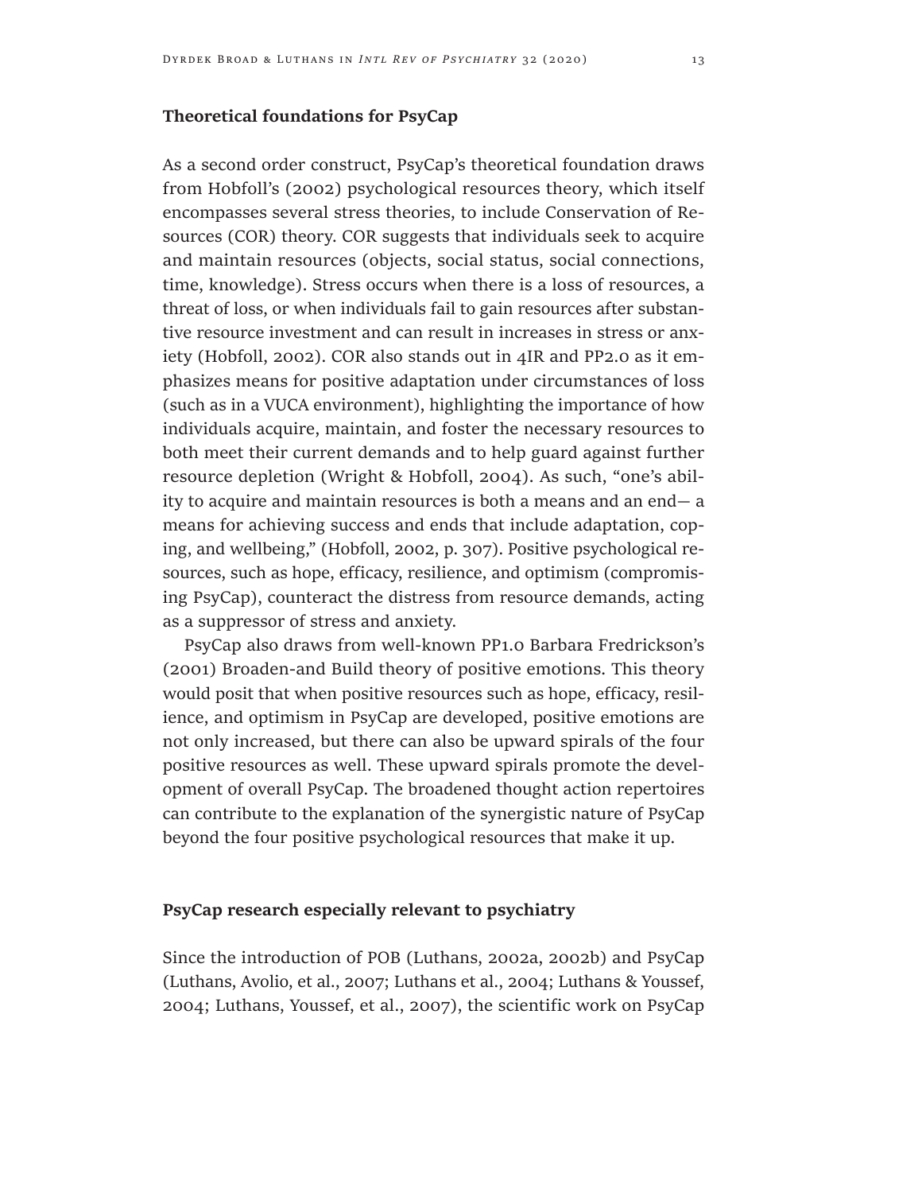**Theoretical foundations for PsyCap**

As a second order construct, PsyCap's theoretical foundation draws from Hobfoll's (2002) psychological resources theory, which itself encompasses several stress theories, to include Conservation of Resources (COR) theory. COR suggests that individuals seek to acquire and maintain resources (objects, social status, social connections, time, knowledge). Stress occurs when there is a loss of resources, a threat of loss, or when individuals fail to gain resources after substantive resource investment and can result in increases in stress or anxiety (Hobfoll, 2002). COR also stands out in 4IR and PP2.0 as it emphasizes means for positive adaptation under circumstances of loss (such as in a VUCA environment), highlighting the importance of how individuals acquire, maintain, and foster the necessary resources to both meet their current demands and to help guard against further resource depletion (Wright & Hobfoll, 2004). As such, "one's ability to acquire and maintain resources is both a means and an end— a means for achieving success and ends that include adaptation, coping, and wellbeing," (Hobfoll, 2002, p. 307). Positive psychological resources, such as hope, efficacy, resilience, and optimism (compromising PsyCap), counteract the distress from resource demands, acting as a suppressor of stress and anxiety.

PsyCap also draws from well-known PP1.0 Barbara Fredrickson's (2001) Broaden-and Build theory of positive emotions. This theory would posit that when positive resources such as hope, efficacy, resilience, and optimism in PsyCap are developed, positive emotions are not only increased, but there can also be upward spirals of the four positive resources as well. These upward spirals promote the development of overall PsyCap. The broadened thought action repertoires can contribute to the explanation of the synergistic nature of PsyCap beyond the four positive psychological resources that make it up.

**PsyCap research especially relevant to psychiatry**

Since the introduction of POB (Luthans, 2002a, 2002b) and PsyCap (Luthans, Avolio, et al., 2007; Luthans et al., 2004; Luthans & Youssef, 2004; Luthans, Youssef, et al., 2007), the scientific work on PsyCap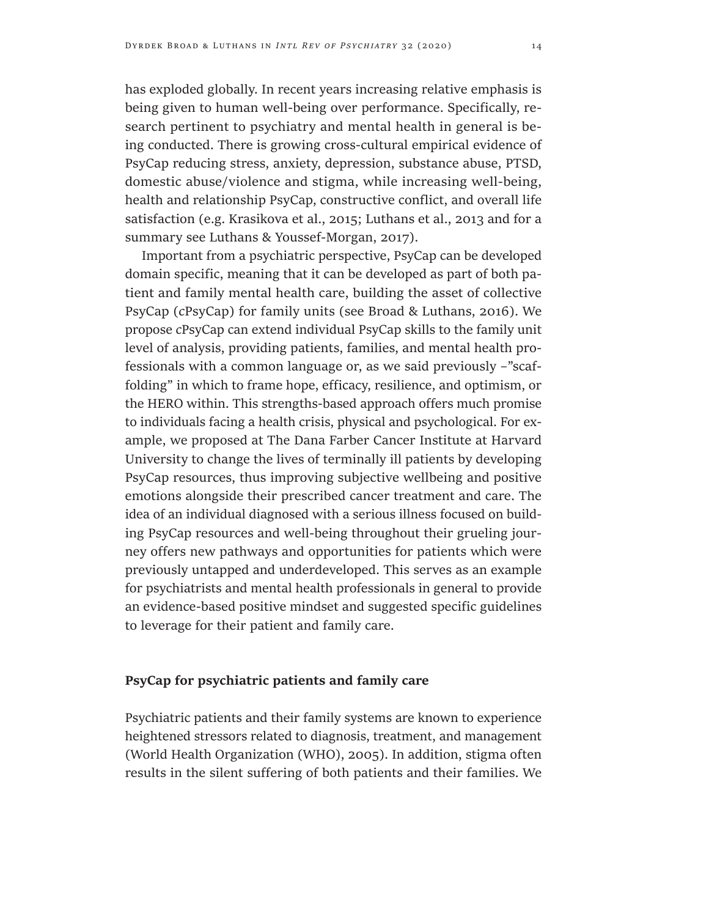has exploded globally. In recent years increasing relative emphasis is being given to human well-being over performance. Specifically, research pertinent to psychiatry and mental health in general is being conducted. There is growing cross-cultural empirical evidence of PsyCap reducing stress, anxiety, depression, substance abuse, PTSD, domestic abuse/violence and stigma, while increasing well-being, health and relationship PsyCap, constructive conflict, and overall life satisfaction (e.g. Krasikova et al., 2015; Luthans et al., 2013 and for a summary see Luthans & Youssef-Morgan, 2017).

Important from a psychiatric perspective, PsyCap can be developed domain specific, meaning that it can be developed as part of both patient and family mental health care, building the asset of collective PsyCap (*c*PsyCap) for family units (see Broad & Luthans, 2016). We propose *c*PsyCap can extend individual PsyCap skills to the family unit level of analysis, providing patients, families, and mental health professionals with a common language or, as we said previously –"scaffolding" in which to frame hope, efficacy, resilience, and optimism, or the HERO within. This strengths-based approach offers much promise to individuals facing a health crisis, physical and psychological. For example, we proposed at The Dana Farber Cancer Institute at Harvard University to change the lives of terminally ill patients by developing PsyCap resources, thus improving subjective wellbeing and positive emotions alongside their prescribed cancer treatment and care. The idea of an individual diagnosed with a serious illness focused on building PsyCap resources and well-being throughout their grueling journey offers new pathways and opportunities for patients which were previously untapped and underdeveloped. This serves as an example for psychiatrists and mental health professionals in general to provide an evidence-based positive mindset and suggested specific guidelines to leverage for their patient and family care.

## PsyCap for psychiatric patients and family care

Psychiatric patients and their family systems are known to experience heightened stressors related to diagnosis, treatment, and management (World Health Organization (WHO), 2005). In addition, stigma often results in the silent suffering of both patients and their families. We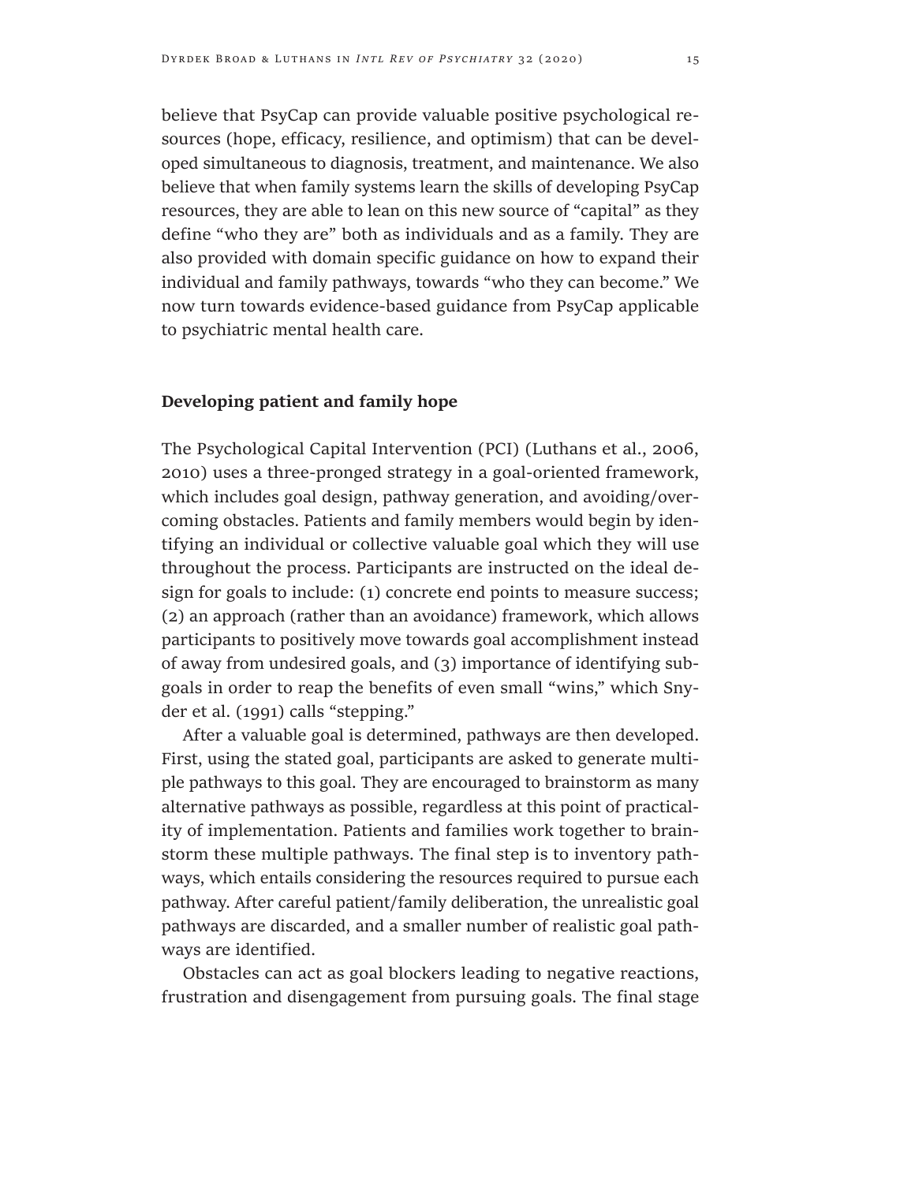believe that PsyCap can provide valuable positive psychological resources (hope, efficacy, resilience, and optimism) that can be developed simultaneous to diagnosis, treatment, and maintenance. We also believe that when family systems learn the skills of developing PsyCap resources, they are able to lean on this new source of "capital" as they define "who they are" both as individuals and as a family. They are also provided with domain specific guidance on how to expand their individual and family pathways, towards "who they can become." We now turn towards evidence-based guidance from PsyCap applicable to psychiatric mental health care.

## Developing patient and family hope

The Psychological Capital Intervention (PCI) (Luthans et al., 2006, 2010) uses a three-pronged strategy in a goal-oriented framework, which includes goal design, pathway generation, and avoiding/overcoming obstacles. Patients and family members would begin by identifying an individual or collective valuable goal which they will use throughout the process. Participants are instructed on the ideal design for goals to include: (1) concrete end points to measure success; (2) an approach (rather than an avoidance) framework, which allows participants to positively move towards goal accomplishment instead of away from undesired goals, and (3) importance of identifying subgoals in order to reap the benefits of even small "wins," which Snyder et al. (1991) calls "stepping."

After a valuable goal is determined, pathways are then developed. First, using the stated goal, participants are asked to generate multiple pathways to this goal. They are encouraged to brainstorm as many alternative pathways as possible, regardless at this point of practicality of implementation. Patients and families work together to brainstorm these multiple pathways. The final step is to inventory pathways, which entails considering the resources required to pursue each pathway. After careful patient/family deliberation, the unrealistic goal pathways are discarded, and a smaller number of realistic goal pathways are identified.

Obstacles can act as goal blockers leading to negative reactions, frustration and disengagement from pursuing goals. The final stage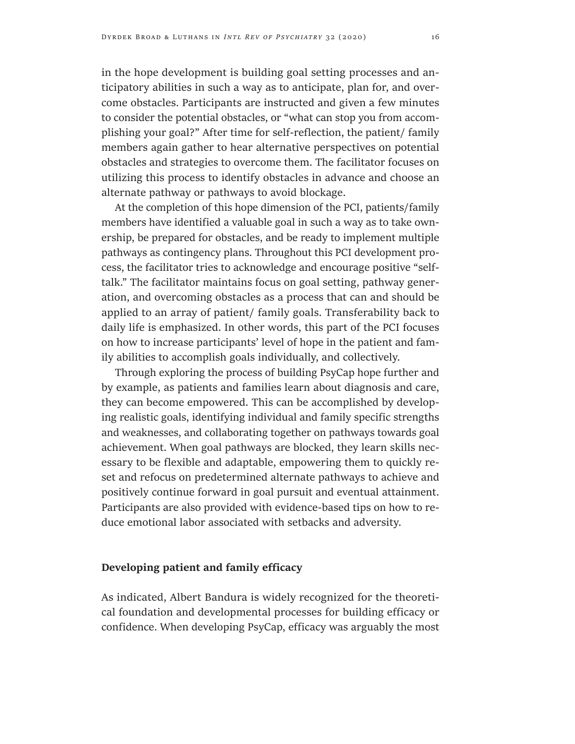in the hope development is building goal setting processes and anticipatory abilities in such a way as to anticipate, plan for, and overcome obstacles. Participants are instructed and given a few minutes to consider the potential obstacles, or "what can stop you from accomplishing your goal?" After time for self-reflection, the patient/ family members again gather to hear alternative perspectives on potential obstacles and strategies to overcome them. The facilitator focuses on utilizing this process to identify obstacles in advance and choose an alternate pathway or pathways to avoid blockage.

At the completion of this hope dimension of the PCI, patients/family members have identified a valuable goal in such a way as to take ownership, be prepared for obstacles, and be ready to implement multiple pathways as contingency plans. Throughout this PCI development process, the facilitator tries to acknowledge and encourage positive "self-talk." The facilitator maintains focus on goal setting, pathway generation, and overcoming obstacles as a process that can and should be applied to an array of patient/ family goals. Transferability back to daily life is emphasized. In other words, this part of the PCI focuses on how to increase participants' level of hope in the patient and family abilities to accomplish goals individually, and collectively.

Through exploring the process of building PsyCap hope further and by example, as patients and families learn about diagnosis and care, they can become empowered. This can be accomplished by developing realistic goals, identifying individual and family specific strengths and weaknesses, and collaborating together on pathways towards goal achievement. When goal pathways are blocked, they learn skills necessary to be flexible and adaptable, empowering them to quickly reset and refocus on predetermined alternate pathways to achieve and positively continue forward in goal pursuit and eventual attainment. Participants are also provided with evidence-based tips on how to reduce emotional labor associated with setbacks and adversity.

**Developing patient and family efficacy**

As indicated, Albert Bandura is widely recognized for the theoretical foundation and developmental processes for building efficacy or confidence. When developing PsyCap, efficacy was arguably the most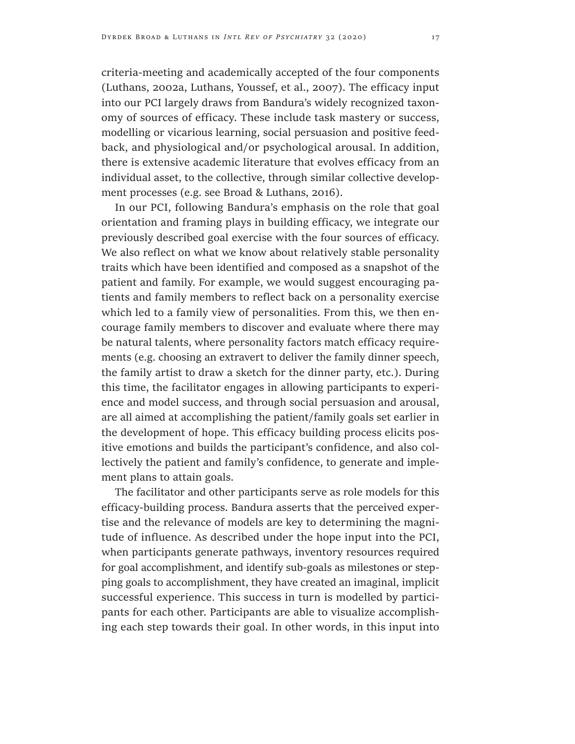criteria-meeting and academically accepted of the four components (Luthans, 2002a, Luthans, Youssef, et al., 2007). The efficacy input into our PCI largely draws from Bandura's widely recognized taxonomy of sources of efficacy. These include task mastery or success, modelling or vicarious learning, social persuasion and positive feedback, and physiological and/or psychological arousal. In addition, there is extensive academic literature that evolves efficacy from an individual asset, to the collective, through similar collective development processes (e.g. see Broad & Luthans, 2016).

In our PCI, following Bandura's emphasis on the role that goal orientation and framing plays in building efficacy, we integrate our previously described goal exercise with the four sources of efficacy. We also reflect on what we know about relatively stable personality traits which have been identified and composed as a snapshot of the patient and family. For example, we would suggest encouraging patients and family members to reflect back on a personality exercise which led to a family view of personalities. From this, we then encourage family members to discover and evaluate where there may be natural talents, where personality factors match efficacy requirements (e.g. choosing an extravert to deliver the family dinner speech, the family artist to draw a sketch for the dinner party, etc.). During this time, the facilitator engages in allowing participants to experience and model success, and through social persuasion and arousal, are all aimed at accomplishing the patient/family goals set earlier in the development of hope. This efficacy building process elicits positive emotions and builds the participant's confidence, and also collectively the patient and family's confidence, to generate and implement plans to attain goals.

The facilitator and other participants serve as role models for this efficacy-building process. Bandura asserts that the perceived expertise and the relevance of models are key to determining the magnitude of influence. As described under the hope input into the PCI, when participants generate pathways, inventory resources required for goal accomplishment, and identify sub-goals as milestones or stepping goals to accomplishment, they have created an imaginal, implicit successful experience. This success in turn is modelled by participants for each other. Participants are able to visualize accomplishing each step towards their goal. In other words, in this input into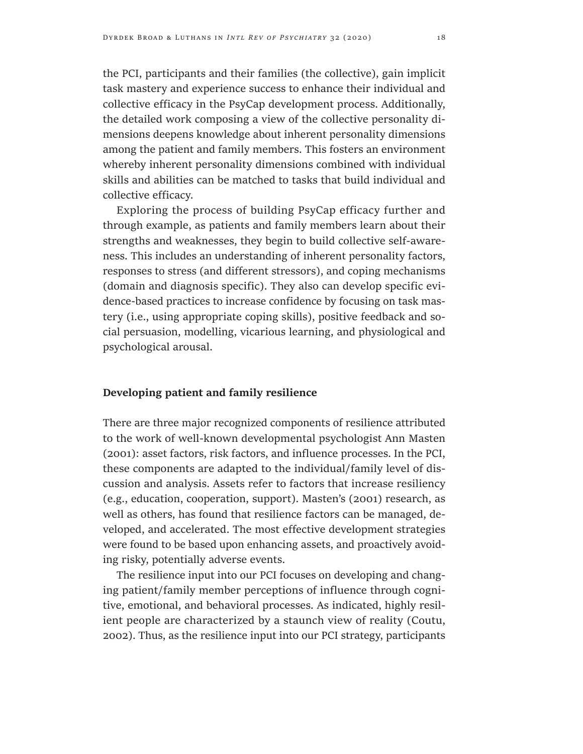the PCI, participants and their families (the collective), gain implicit task mastery and experience success to enhance their individual and collective efficacy in the PsyCap development process. Additionally, the detailed work composing a view of the collective personality dimensions deepens knowledge about inherent personality dimensions among the patient and family members. This fosters an environment whereby inherent personality dimensions combined with individual skills and abilities can be matched to tasks that build individual and collective efficacy.

Exploring the process of building PsyCap efficacy further and through example, as patients and family members learn about their strengths and weaknesses, they begin to build collective self-awareness. This includes an understanding of inherent personality factors, responses to stress (and different stressors), and coping mechanisms (domain and diagnosis specific). They also can develop specific evidence-based practices to increase confidence by focusing on task mastery (i.e., using appropriate coping skills), positive feedback and social persuasion, modelling, vicarious learning, and physiological and psychological arousal.

### Developing patient and family resilience

There are three major recognized components of resilience attributed to the work of well-known developmental psychologist Ann Masten (2001): asset factors, risk factors, and influence processes. In the PCI, these components are adapted to the individual/family level of discussion and analysis. Assets refer to factors that increase resiliency (e.g., education, cooperation, support). Masten's (2001) research, as well as others, has found that resilience factors can be managed, developed, and accelerated. The most effective development strategies were found to be based upon enhancing assets, and proactively avoiding risky, potentially adverse events.

The resilience input into our PCI focuses on developing and changing patient/family member perceptions of influence through cognitive, emotional, and behavioral processes. As indicated, highly resilient people are characterized by a staunch view of reality (Coutu, 2002). Thus, as the resilience input into our PCI strategy, participants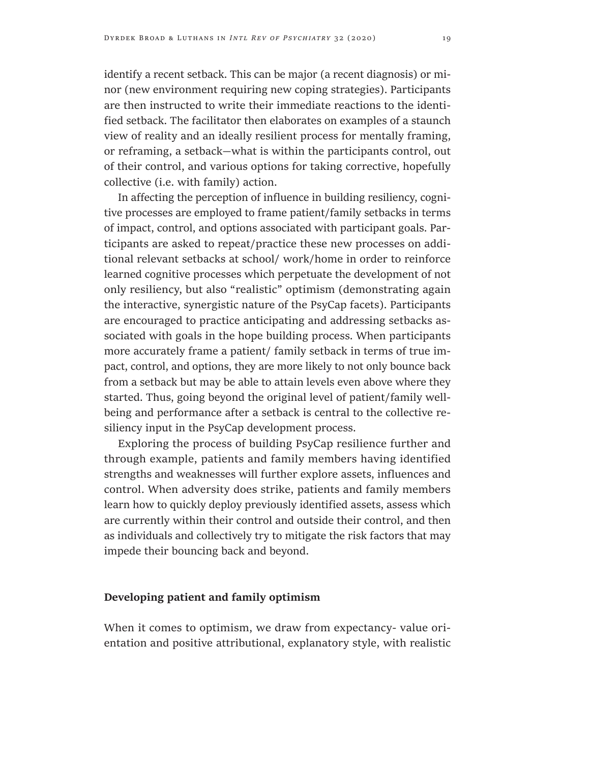identify a recent setback. This can be major (a recent diagnosis) or minor (new environment requiring new coping strategies). Participants are then instructed to write their immediate reactions to the identified setback. The facilitator then elaborates on examples of a staunch view of reality and an ideally resilient process for mentally framing, or reframing, a setback—what is within the participants control, out of their control, and various options for taking corrective, hopefully collective (i.e. with family) action.

In affecting the perception of influence in building resiliency, cognitive processes are employed to frame patient/family setbacks in terms of impact, control, and options associated with participant goals. Participants are asked to repeat/practice these new processes on additional relevant setbacks at school/ work/home in order to reinforce learned cognitive processes which perpetuate the development of not only resiliency, but also "realistic" optimism (demonstrating again the interactive, synergistic nature of the PsyCap facets). Participants are encouraged to practice anticipating and addressing setbacks associated with goals in the hope building process. When participants more accurately frame a patient/ family setback in terms of true impact, control, and options, they are more likely to not only bounce back from a setback but may be able to attain levels even above where they started. Thus, going beyond the original level of patient/family wellbeing and performance after a setback is central to the collective resiliency input in the PsyCap development process.

Exploring the process of building PsyCap resilience further and through example, patients and family members having identified strengths and weaknesses will further explore assets, influences and control. When adversity does strike, patients and family members learn how to quickly deploy previously identified assets, assess which are currently within their control and outside their control, and then as individuals and collectively try to mitigate the risk factors that may impede their bouncing back and beyond.

**Developing patient and family optimism**

When it comes to optimism, we draw from expectancy- value orientation and positive attributional, explanatory style, with realistic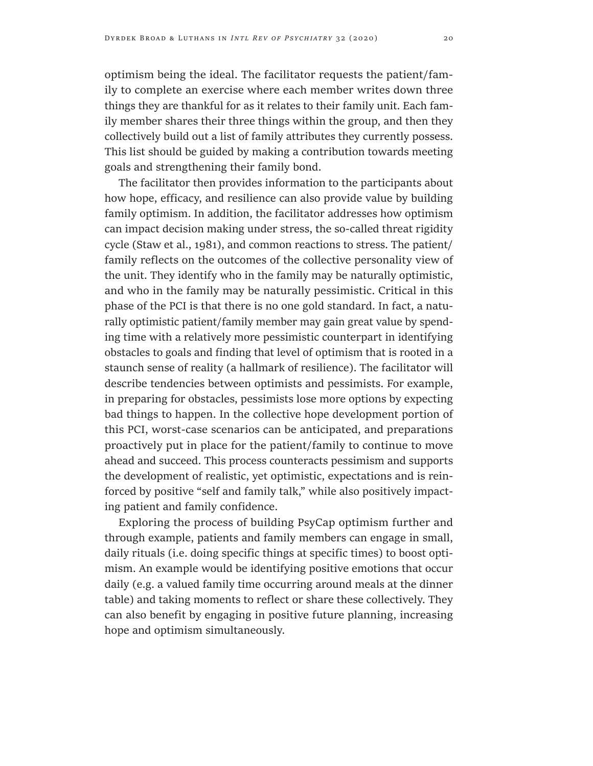optimism being the ideal. The facilitator requests the patient/family to complete an exercise where each member writes down three things they are thankful for as it relates to their family unit. Each family member shares their three things within the group, and then they collectively build out a list of family attributes they currently possess. This list should be guided by making a contribution towards meeting goals and strengthening their family bond.

The facilitator then provides information to the participants about how hope, efficacy, and resilience can also provide value by building family optimism. In addition, the facilitator addresses how optimism can impact decision making under stress, the so-called threat rigidity cycle (Staw et al., 1981), and common reactions to stress. The patient/family reflects on the outcomes of the collective personality view of the unit. They identify who in the family may be naturally optimistic, and who in the family may be naturally pessimistic. Critical in this phase of the PCI is that there is no one gold standard. In fact, a naturally optimistic patient/family member may gain great value by spending time with a relatively more pessimistic counterpart in identifying obstacles to goals and finding that level of optimism that is rooted in a staunch sense of reality (a hallmark of resilience). The facilitator will describe tendencies between optimists and pessimists. For example, in preparing for obstacles, pessimists lose more options by expecting bad things to happen. In the collective hope development portion of this PCI, worst-case scenarios can be anticipated, and preparations proactively put in place for the patient/family to continue to move ahead and succeed. This process counteracts pessimism and supports the development of realistic, yet optimistic, expectations and is reinforced by positive "self and family talk," while also positively impacting patient and family confidence.

Exploring the process of building PsyCap optimism further and through example, patients and family members can engage in small, daily rituals (i.e. doing specific things at specific times) to boost optimism. An example would be identifying positive emotions that occur daily (e.g. a valued family time occurring around meals at the dinner table) and taking moments to reflect or share these collectively. They can also benefit by engaging in positive future planning, increasing hope and optimism simultaneously.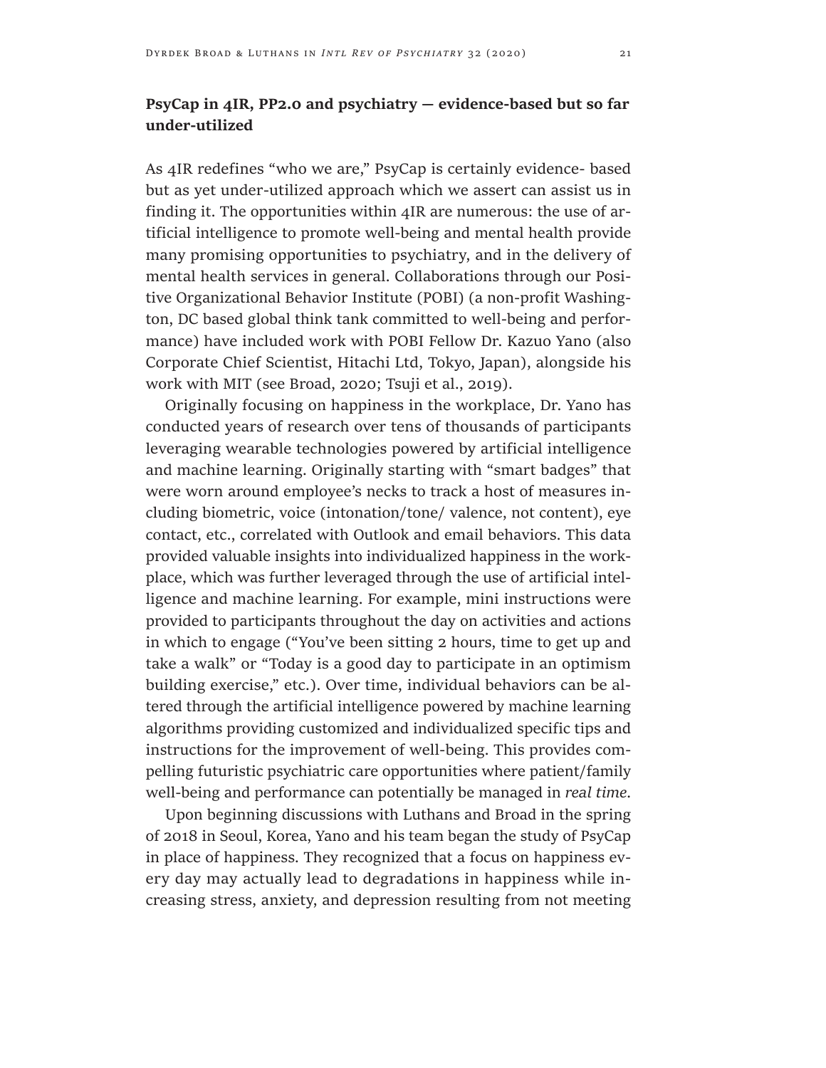**PsyCap in 4IR, PP2.0 and psychiatry — evidence-based but so far under-utilized**

As 4IR redefines "who we are," PsyCap is certainly evidence- based but as yet under-utilized approach which we assert can assist us in finding it. The opportunities within 4IR are numerous: the use of artificial intelligence to promote well-being and mental health provide many promising opportunities to psychiatry, and in the delivery of mental health services in general. Collaborations through our Positive Organizational Behavior Institute (POBI) (a non-profit Washington, DC based global think tank committed to well-being and performance) have included work with POBI Fellow Dr. Kazuo Yano (also Corporate Chief Scientist, Hitachi Ltd, Tokyo, Japan), alongside his work with MIT (see Broad, 2020; Tsuji et al., 2019).

Originally focusing on happiness in the workplace, Dr. Yano has conducted years of research over tens of thousands of participants leveraging wearable technologies powered by artificial intelligence and machine learning. Originally starting with "smart badges" that were worn around employee's necks to track a host of measures including biometric, voice (intonation/tone/ valence, not content), eye contact, etc., correlated with Outlook and email behaviors. This data provided valuable insights into individualized happiness in the workplace, which was further leveraged through the use of artificial intelligence and machine learning. For example, mini instructions were provided to participants throughout the day on activities and actions in which to engage ("You've been sitting 2 hours, time to get up and take a walk" or "Today is a good day to participate in an optimism building exercise," etc.). Over time, individual behaviors can be altered through the artificial intelligence powered by machine learning algorithms providing customized and individualized specific tips and instructions for the improvement of well-being. This provides compelling futuristic psychiatric care opportunities where patient/family well-being and performance can potentially be managed in *real time*.

Upon beginning discussions with Luthans and Broad in the spring of 2018 in Seoul, Korea, Yano and his team began the study of PsyCap in place of happiness. They recognized that a focus on happiness every day may actually lead to degradations in happiness while increasing stress, anxiety, and depression resulting from not meeting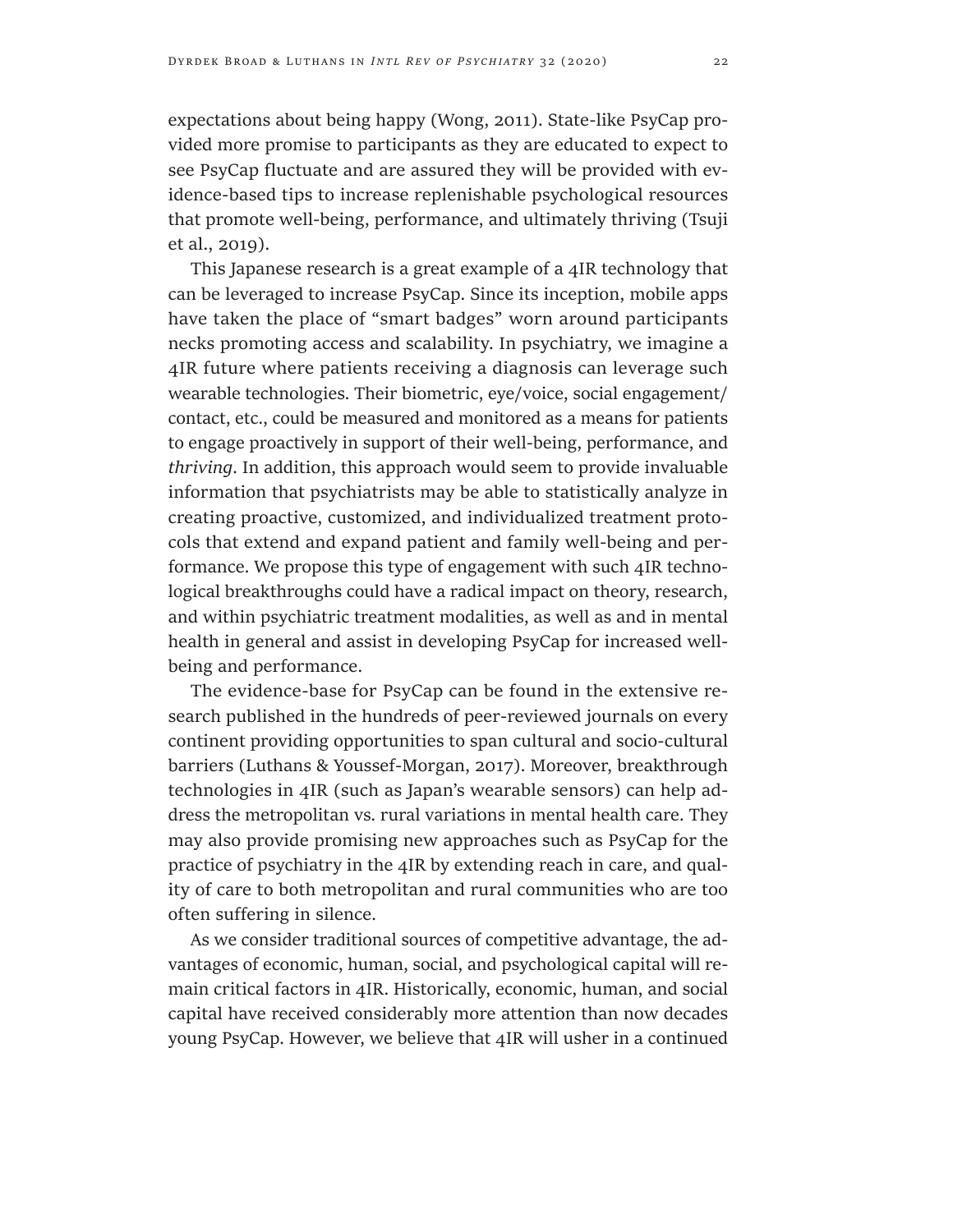expectations about being happy (Wong, 2011). State-like PsyCap provided more promise to participants as they are educated to expect to see PsyCap fluctuate and are assured they will be provided with evidence-based tips to increase replenishable psychological resources that promote well-being, performance, and ultimately thriving (Tsuji et al., 2019).

This Japanese research is a great example of a 4IR technology that can be leveraged to increase PsyCap. Since its inception, mobile apps have taken the place of "smart badges" worn around participants necks promoting access and scalability. In psychiatry, we imagine a 4IR future where patients receiving a diagnosis can leverage such wearable technologies. Their biometric, eye/voice, social engagement/contact, etc., could be measured and monitored as a means for patients to engage proactively in support of their well-being, performance, and *thriving*. In addition, this approach would seem to provide invaluable information that psychiatrists may be able to statistically analyze in creating proactive, customized, and individualized treatment protocols that extend and expand patient and family well-being and performance. We propose this type of engagement with such 4IR technological breakthroughs could have a radical impact on theory, research, and within psychiatric treatment modalities, as well as and in mental health in general and assist in developing PsyCap for increased well-being and performance.

The evidence-base for PsyCap can be found in the extensive research published in the hundreds of peer-reviewed journals on every continent providing opportunities to span cultural and socio-cultural barriers (Luthans & Youssef-Morgan, 2017). Moreover, breakthrough technologies in 4IR (such as Japan's wearable sensors) can help address the metropolitan vs. rural variations in mental health care. They may also provide promising new approaches such as PsyCap for the practice of psychiatry in the 4IR by extending reach in care, and quality of care to both metropolitan and rural communities who are too often suffering in silence.

As we consider traditional sources of competitive advantage, the advantages of economic, human, social, and psychological capital will remain critical factors in 4IR. Historically, economic, human, and social capital have received considerably more attention than now decades young PsyCap. However, we believe that 4IR will usher in a continued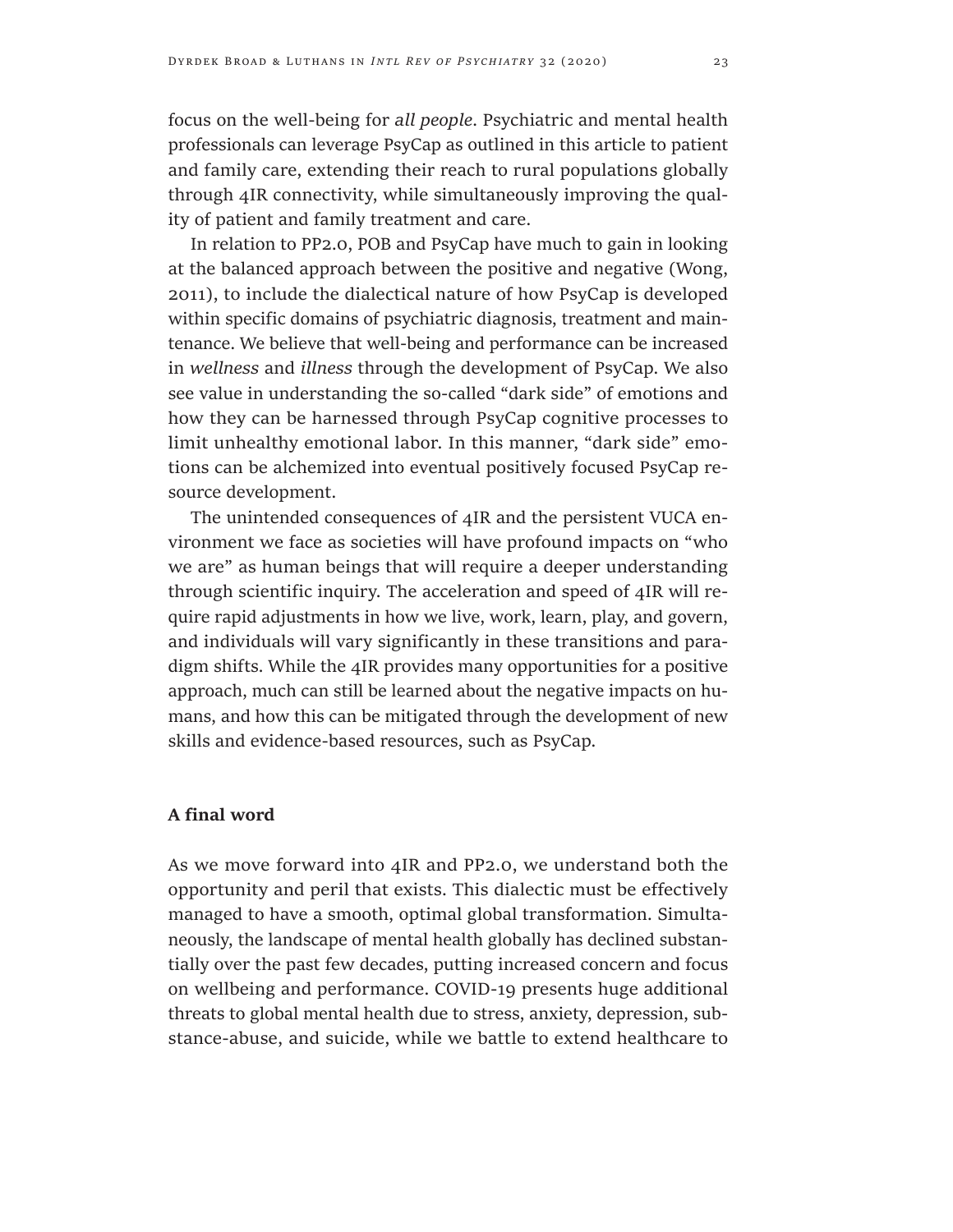focus on the well-being for *all people*. Psychiatric and mental health professionals can leverage PsyCap as outlined in this article to patient and family care, extending their reach to rural populations globally through 4IR connectivity, while simultaneously improving the quality of patient and family treatment and care.

In relation to PP2.0, POB and PsyCap have much to gain in looking at the balanced approach between the positive and negative (Wong, 2011), to include the dialectical nature of how PsyCap is developed within specific domains of psychiatric diagnosis, treatment and maintenance. We believe that well-being and performance can be increased in *wellness* and *illness* through the development of PsyCap. We also see value in understanding the so-called "dark side" of emotions and how they can be harnessed through PsyCap cognitive processes to limit unhealthy emotional labor. In this manner, "dark side" emotions can be alchemized into eventual positively focused PsyCap resource development.

The unintended consequences of 4IR and the persistent VUCA environment we face as societies will have profound impacts on "who we are" as human beings that will require a deeper understanding through scientific inquiry. The acceleration and speed of 4IR will require rapid adjustments in how we live, work, learn, play, and govern, and individuals will vary significantly in these transitions and paradigm shifts. While the 4IR provides many opportunities for a positive approach, much can still be learned about the negative impacts on humans, and how this can be mitigated through the development of new skills and evidence-based resources, such as PsyCap.

## A final word

As we move forward into 4IR and PP2.0, we understand both the opportunity and peril that exists. This dialectic must be effectively managed to have a smooth, optimal global transformation. Simultaneously, the landscape of mental health globally has declined substantially over the past few decades, putting increased concern and focus on wellbeing and performance. COVID-19 presents huge additional threats to global mental health due to stress, anxiety, depression, substance-abuse, and suicide, while we battle to extend healthcare to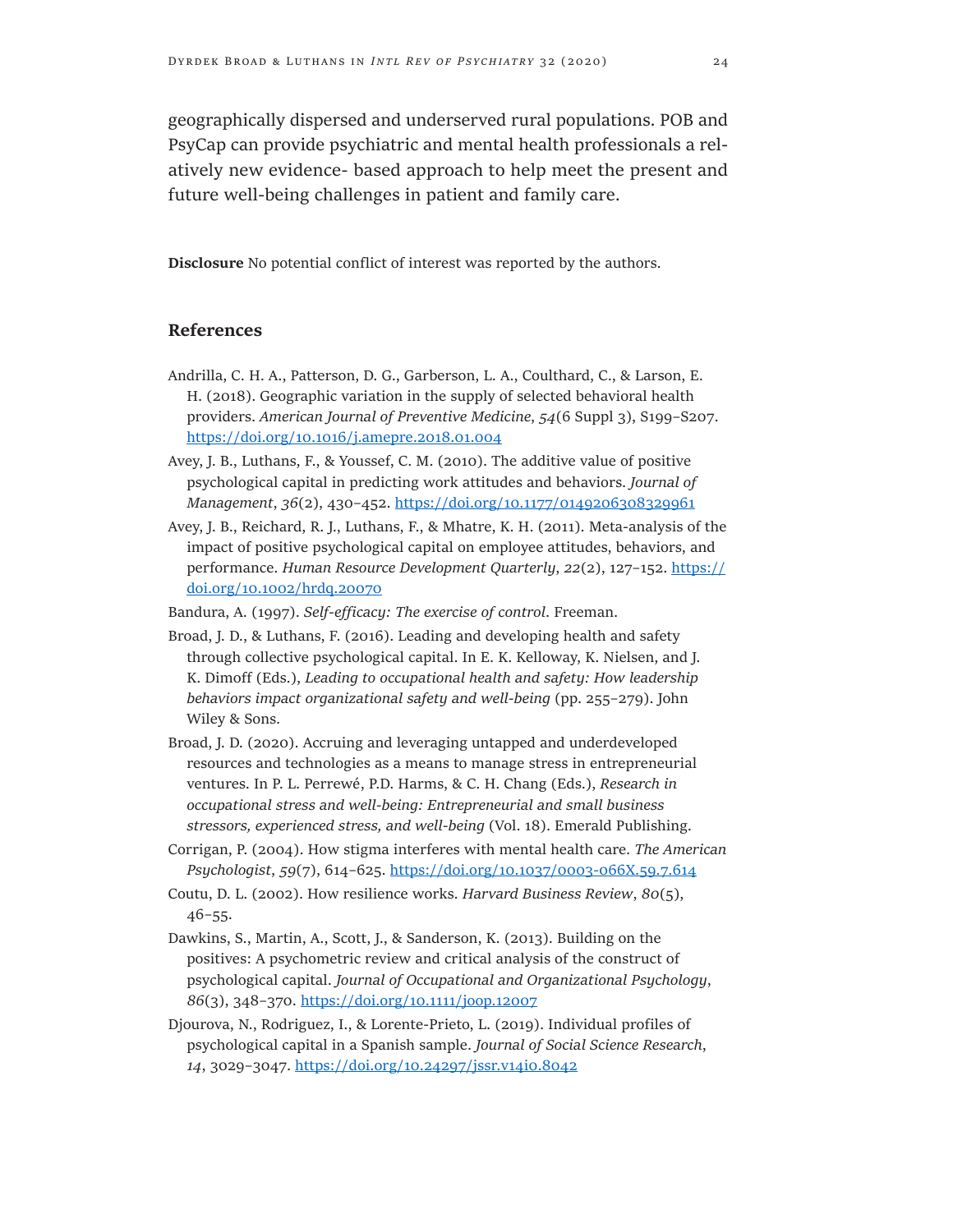geographically dispersed and underserved rural populations. POB and PsyCap can provide psychiatric and mental health professionals a relatively new evidence- based approach to help meet the present and future well-being challenges in patient and family care.

**Disclosure** No potential conflict of interest was reported by the authors.

## References

Andrilla, C. H. A., Patterson, D. G., Garberson, L. A., Coulthard, C., & Larson, E. H. (2018). Geographic variation in the supply of selected behavioral health providers. *American Journal of Preventive Medicine*, *54*(6 Suppl 3), S199–S207. https://doi.org/10.1016/j.amepre.2018.01.004

Avey, J. B., Luthans, F., & Youssef, C. M. (2010). The additive value of positive psychological capital in predicting work attitudes and behaviors. *Journal of Management*, *36*(2), 430–452. https://doi.org/10.1177/0149206308329961

Avey, J. B., Reichard, R. J., Luthans, F., & Mhatre, K. H. (2011). Meta-analysis of the impact of positive psychological capital on employee attitudes, behaviors, and performance. *Human Resource Development Quarterly*, *22*(2), 127–152. https://doi.org/10.1002/hrdq.20070

Bandura, A. (1997). *Self-efficacy: The exercise of control*. Freeman.

Broad, J. D., & Luthans, F. (2016). Leading and developing health and safety through collective psychological capital. In E. K. Kelloway, K. Nielsen, and J. K. Dimoff (Eds.), *Leading to occupational health and safety: How leadership behaviors impact organizational safety and well-being* (pp. 255–279). John Wiley & Sons.

Broad, J. D. (2020). Accruing and leveraging untapped and underdeveloped resources and technologies as a means to manage stress in entrepreneurial ventures. In P. L. Perrewé, P.D. Harms, & C. H. Chang (Eds.), *Research in occupational stress and well-being: Entrepreneurial and small business stressors, experienced stress, and well-being* (Vol. 18). Emerald Publishing.

Corrigan, P. (2004). How stigma interferes with mental health care. *The American Psychologist*, *59*(7), 614–625. https://doi.org/10.1037/0003-066X.59.7.614

Coutu, D. L. (2002). How resilience works. *Harvard Business Review*, *80*(5), 46–55.

Dawkins, S., Martin, A., Scott, J., & Sanderson, K. (2013). Building on the positives: A psychometric review and critical analysis of the construct of psychological capital. *Journal of Occupational and Organizational Psychology*, *86*(3), 348–370. https://doi.org/10.1111/joop.12007

Djourova, N., Rodriguez, I., & Lorente-Prieto, L. (2019). Individual profiles of psychological capital in a Spanish sample. *Journal of Social Science Research*, *14*, 3029–3047. https://doi.org/10.24297/jssr.v14i0.8042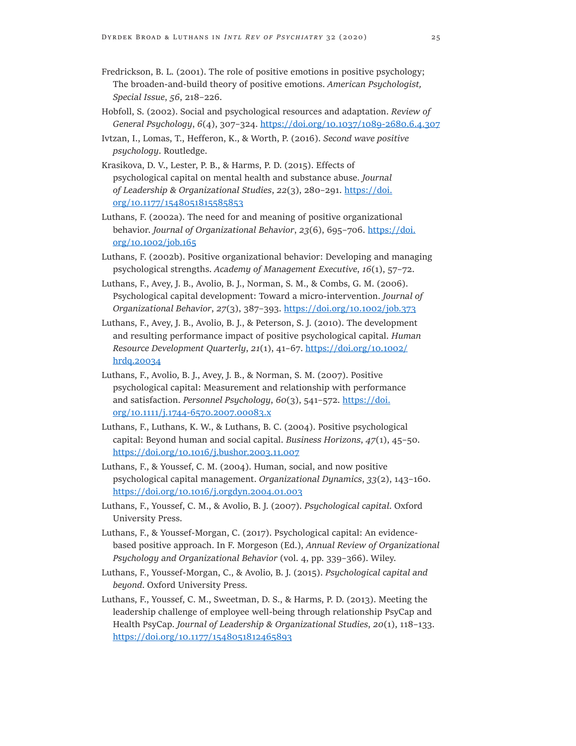Fredrickson, B. L. (2001). The role of positive emotions in positive psychology; The broaden-and-build theory of positive emotions. *American Psychologist, Special Issue*, *56*, 218–226.

Hobfoll, S. (2002). Social and psychological resources and adaptation. *Review of General Psychology*, *6*(4), 307–324. https://doi.org/10.1037/1089-2680.6.4.307

Ivtzan, I., Lomas, T., Hefferon, K., & Worth, P. (2016). *Second wave positive psychology*. Routledge.

Krasikova, D. V., Lester, P. B., & Harms, P. D. (2015). Effects of psychological capital on mental health and substance abuse. *Journal of Leadership & Organizational Studies*, *22*(3), 280–291. https://doi.org/10.1177/1548051815585853

Luthans, F. (2002a). The need for and meaning of positive organizational behavior. *Journal of Organizational Behavior*, *23*(6), 695–706. https://doi.org/10.1002/job.165

Luthans, F. (2002b). Positive organizational behavior: Developing and managing psychological strengths. *Academy of Management Executive*, *16*(1), 57–72.

Luthans, F., Avey, J. B., Avolio, B. J., Norman, S. M., & Combs, G. M. (2006). Psychological capital development: Toward a micro-intervention. *Journal of Organizational Behavior*, *27*(3), 387–393. https://doi.org/10.1002/job.373

Luthans, F., Avey, J. B., Avolio, B. J., & Peterson, S. J. (2010). The development and resulting performance impact of positive psychological capital. *Human Resource Development Quarterly*, *21*(1), 41–67. https://doi.org/10.1002/hrdq.20034

Luthans, F., Avolio, B. J., Avey, J. B., & Norman, S. M. (2007). Positive psychological capital: Measurement and relationship with performance and satisfaction. *Personnel Psychology*, *60*(3), 541–572. https://doi.org/10.1111/j.1744-6570.2007.00083.x

Luthans, F., Luthans, K. W., & Luthans, B. C. (2004). Positive psychological capital: Beyond human and social capital. *Business Horizons*, *47*(1), 45–50. https://doi.org/10.1016/j.bushor.2003.11.007

Luthans, F., & Youssef, C. M. (2004). Human, social, and now positive psychological capital management. *Organizational Dynamics*, *33*(2), 143–160. https://doi.org/10.1016/j.orgdyn.2004.01.003

Luthans, F., Youssef, C. M., & Avolio, B. J. (2007). *Psychological capital*. Oxford University Press.

Luthans, F., & Youssef-Morgan, C. (2017). Psychological capital: An evidence-based positive approach. In F. Morgeson (Ed.), *Annual Review of Organizational Psychology and Organizational Behavior* (vol. 4, pp. 339–366). Wiley.

Luthans, F., Youssef-Morgan, C., & Avolio, B. J. (2015). *Psychological capital and beyond*. Oxford University Press.

Luthans, F., Youssef, C. M., Sweetman, D. S., & Harms, P. D. (2013). Meeting the leadership challenge of employee well-being through relationship PsyCap and Health PsyCap. *Journal of Leadership & Organizational Studies*, *20*(1), 118–133. https://doi.org/10.1177/1548051812465893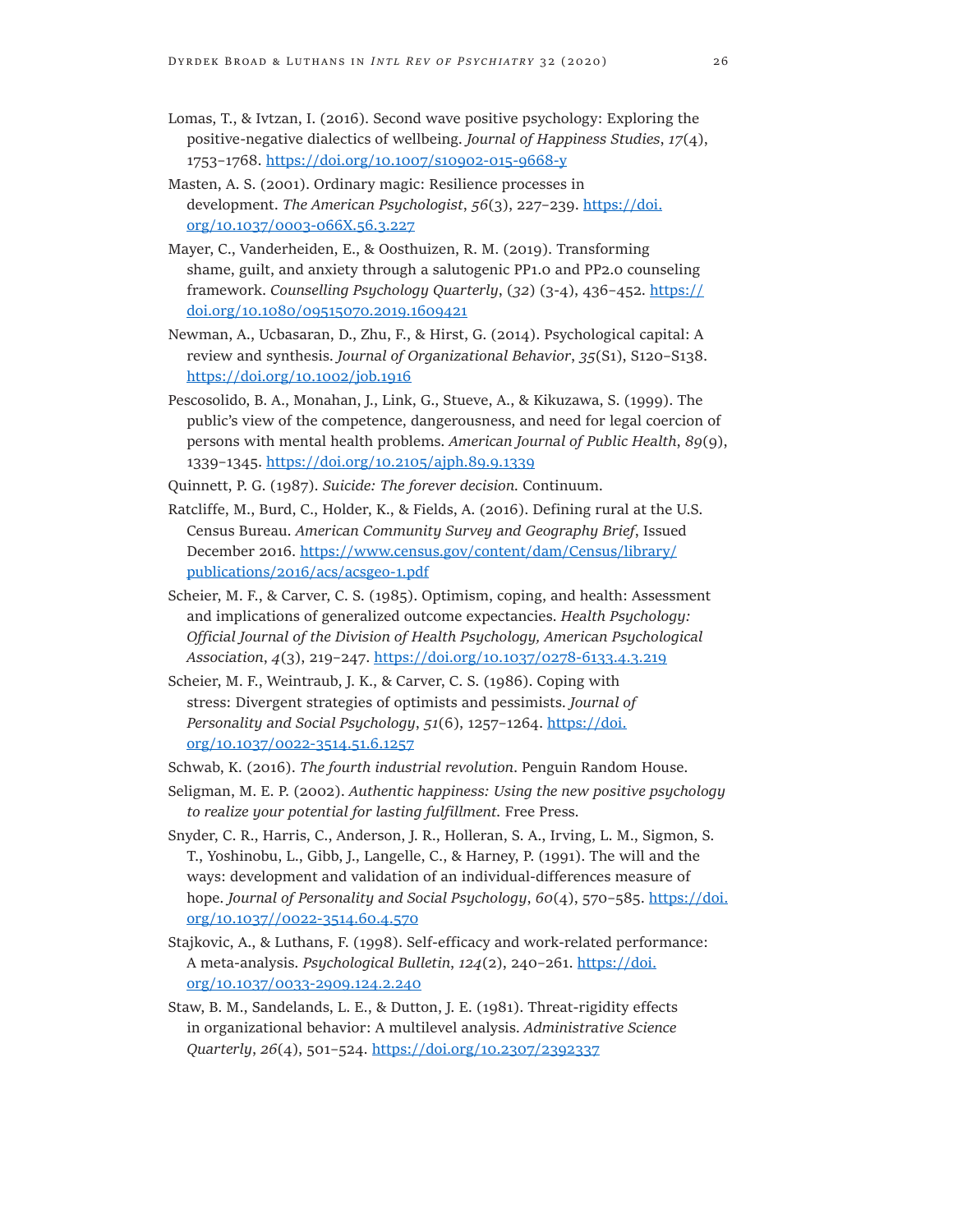Lomas, T., & Ivtzan, I. (2016). Second wave positive psychology: Exploring the positive-negative dialectics of wellbeing. *Journal of Happiness Studies*, *17*(4), 1753–1768. https://doi.org/10.1007/s10902-015-9668-y

Masten, A. S. (2001). Ordinary magic: Resilience processes in development. *The American Psychologist*, *56*(3), 227–239. https://doi.org/10.1037/0003-066X.56.3.227

Mayer, C., Vanderheiden, E., & Oosthuizen, R. M. (2019). Transforming shame, guilt, and anxiety through a salutogenic PP1.0 and PP2.0 counseling framework. *Counselling Psychology Quarterly*, (*32*) (3-4), 436–452. https://doi.org/10.1080/09515070.2019.1609421

Newman, A., Ucbasaran, D., Zhu, F., & Hirst, G. (2014). Psychological capital: A review and synthesis. *Journal of Organizational Behavior*, *35*(S1), S120–S138. https://doi.org/10.1002/job.1916

Pescosolido, B. A., Monahan, J., Link, G., Stueve, A., & Kikuzawa, S. (1999). The public's view of the competence, dangerousness, and need for legal coercion of persons with mental health problems. *American Journal of Public Health*, *89*(9), 1339–1345. https://doi.org/10.2105/ajph.89.9.1339

Quinnett, P. G. (1987). *Suicide: The forever decision.* Continuum.

Ratcliffe, M., Burd, C., Holder, K., & Fields, A. (2016). Defining rural at the U.S. Census Bureau. *American Community Survey and Geography Brief*, Issued December 2016. https://www.census.gov/content/dam/Census/library/publications/2016/acs/acsgeo-1.pdf

Scheier, M. F., & Carver, C. S. (1985). Optimism, coping, and health: Assessment and implications of generalized outcome expectancies. *Health Psychology: Official Journal of the Division of Health Psychology, American Psychological Association*, *4*(3), 219–247. https://doi.org/10.1037/0278-6133.4.3.219

Scheier, M. F., Weintraub, J. K., & Carver, C. S. (1986). Coping with stress: Divergent strategies of optimists and pessimists. *Journal of Personality and Social Psychology*, *51*(6), 1257–1264. https://doi.org/10.1037/0022-3514.51.6.1257

Schwab, K. (2016). *The fourth industrial revolution*. Penguin Random House.

Seligman, M. E. P. (2002). *Authentic happiness: Using the new positive psychology to realize your potential for lasting fulfillment.* Free Press.

Snyder, C. R., Harris, C., Anderson, J. R., Holleran, S. A., Irving, L. M., Sigmon, S. T., Yoshinobu, L., Gibb, J., Langelle, C., & Harney, P. (1991). The will and the ways: development and validation of an individual-differences measure of hope. *Journal of Personality and Social Psychology*, *60*(4), 570–585. https://doi.org/10.1037//0022-3514.60.4.570

Stajkovic, A., & Luthans, F. (1998). Self-efficacy and work-related performance: A meta-analysis. *Psychological Bulletin*, *124*(2), 240–261. https://doi.org/10.1037/0033-2909.124.2.240

Staw, B. M., Sandelands, L. E., & Dutton, J. E. (1981). Threat-rigidity effects in organizational behavior: A multilevel analysis. *Administrative Science Quarterly*, *26*(4), 501–524. https://doi.org/10.2307/2392337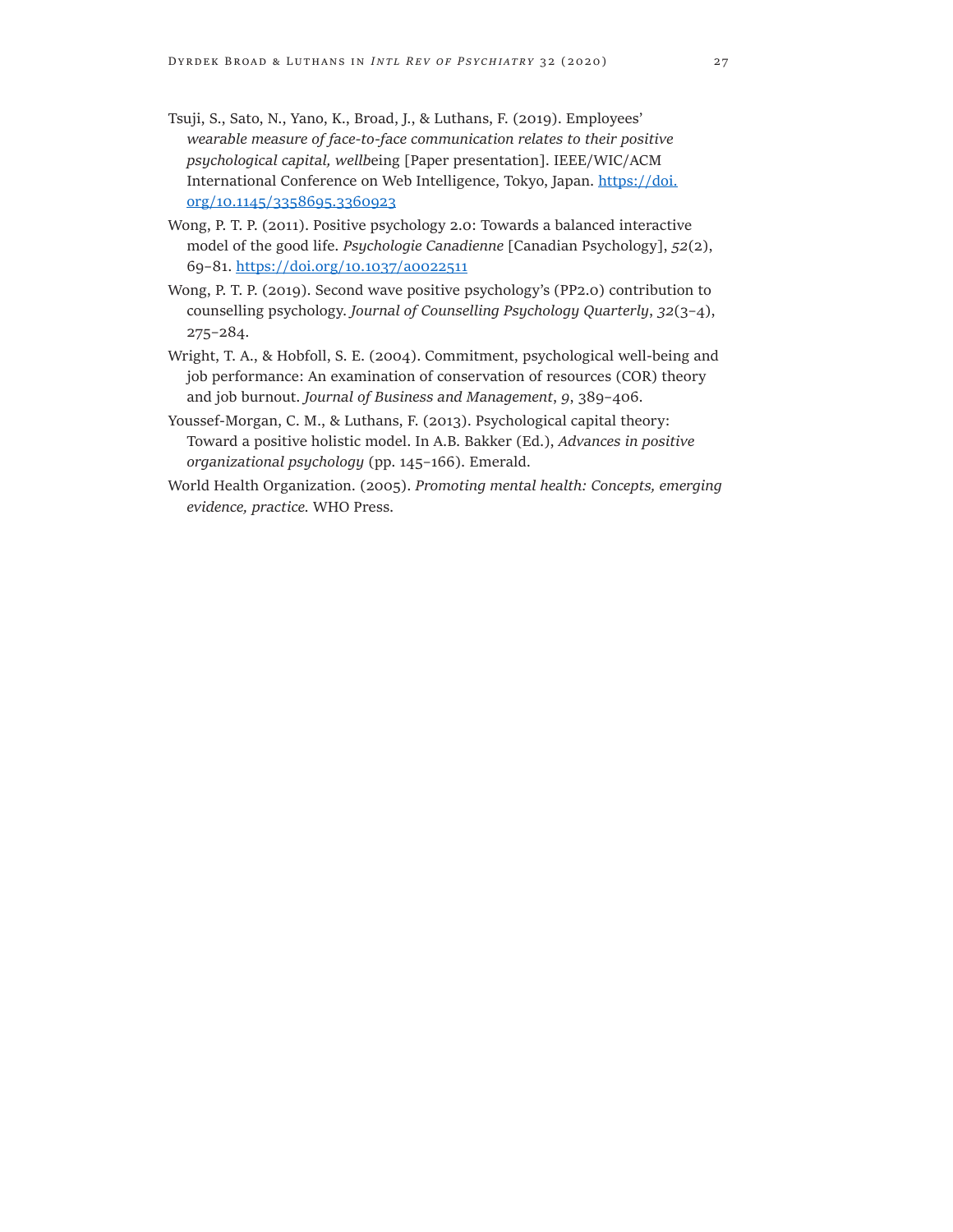Tsuji, S., Sato, N., Yano, K., Broad, J., & Luthans, F. (2019). Employees' *wearable measure of face-to-face communication relates to their positive psychological capital, wellb*eing [Paper presentation]. IEEE/WIC/ACM International Conference on Web Intelligence, Tokyo, Japan. https://doi.org/10.1145/3358695.3360923

Wong, P. T. P. (2011). Positive psychology 2.0: Towards a balanced interactive model of the good life. *Psychologie Canadienne* [Canadian Psychology], *52*(2), 69–81. https://doi.org/10.1037/a0022511

Wong, P. T. P. (2019). Second wave positive psychology's (PP2.0) contribution to counselling psychology. *Journal of Counselling Psychology Quarterly*, *32*(3–4), 275–284.

Wright, T. A., & Hobfoll, S. E. (2004). Commitment, psychological well-being and job performance: An examination of conservation of resources (COR) theory and job burnout. *Journal of Business and Management*, *9*, 389–406.

Youssef-Morgan, C. M., & Luthans, F. (2013). Psychological capital theory: Toward a positive holistic model. In A.B. Bakker (Ed.), *Advances in positive organizational psychology* (pp. 145–166). Emerald.

World Health Organization. (2005). *Promoting mental health: Concepts, emerging evidence, practice.* WHO Press.